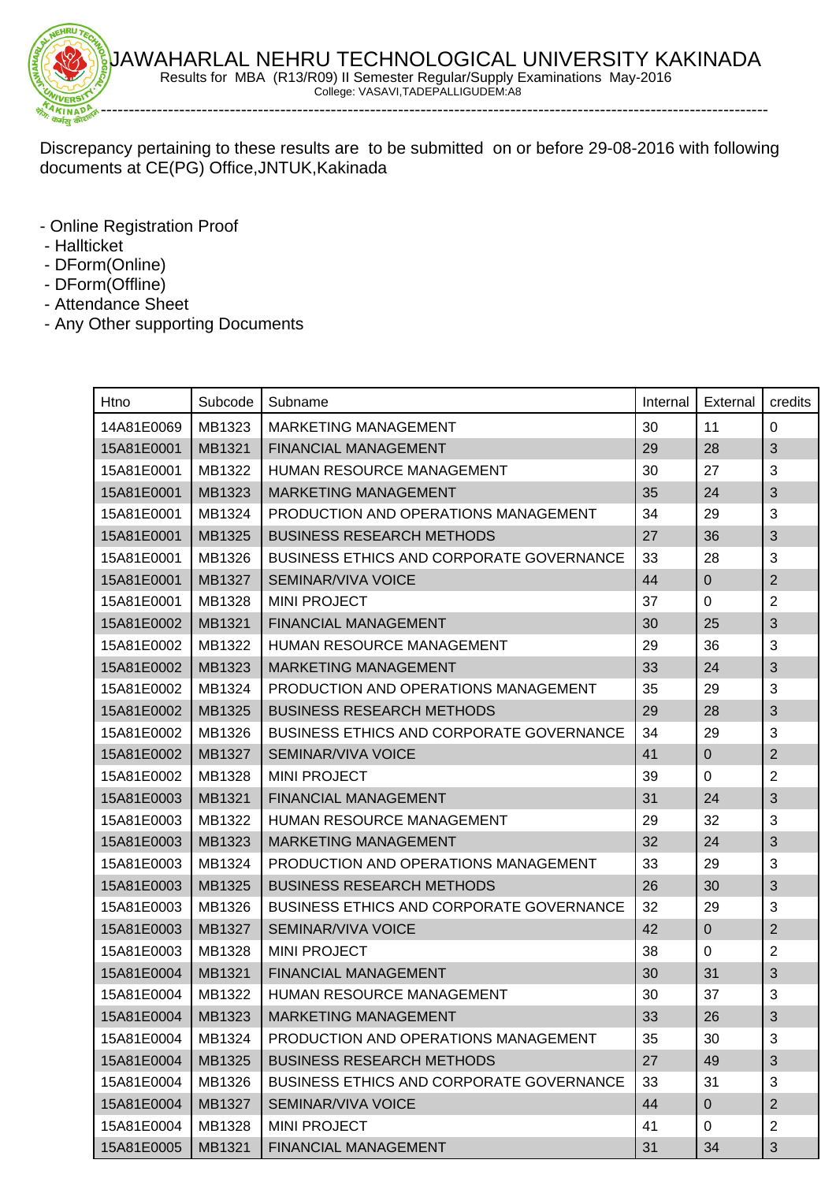# JAWAHARLAL NEHRU TECHNOLOGICAL UNIVERSITY KAKINADA

Results for MBA (R13/R09) II Semester Regular/Supply Examinations May-2016

College: VASAVI,TADEPALLIGUDEM:A8

Discrepancy pertaining to these results are to be submitted on or before 29-08-2016 with following documents at CE(PG) Office,JNTUK,Kakinada

- Online Registration Proof
- Hallticket
- DForm(Online)
- DForm(Offline)
- Attendance Sheet
- Any Other supporting Documents

| Htno | Subcode | Subname | Internal | External | credits |
|---|---|---|---|---|---|
| 14A81E0069 | MB1323 | MARKETING MANAGEMENT | 30 | 11 | 0 |
| 15A81E0001 | MB1321 | FINANCIAL MANAGEMENT | 29 | 28 | 3 |
| 15A81E0001 | MB1322 | HUMAN RESOURCE MANAGEMENT | 30 | 27 | 3 |
| 15A81E0001 | MB1323 | MARKETING MANAGEMENT | 35 | 24 | 3 |
| 15A81E0001 | MB1324 | PRODUCTION AND OPERATIONS MANAGEMENT | 34 | 29 | 3 |
| 15A81E0001 | MB1325 | BUSINESS RESEARCH METHODS | 27 | 36 | 3 |
| 15A81E0001 | MB1326 | BUSINESS ETHICS AND CORPORATE GOVERNANCE | 33 | 28 | 3 |
| 15A81E0001 | MB1327 | SEMINAR/VIVA VOICE | 44 | 0 | 2 |
| 15A81E0001 | MB1328 | MINI PROJECT | 37 | 0 | 2 |
| 15A81E0002 | MB1321 | FINANCIAL MANAGEMENT | 30 | 25 | 3 |
| 15A81E0002 | MB1322 | HUMAN RESOURCE MANAGEMENT | 29 | 36 | 3 |
| 15A81E0002 | MB1323 | MARKETING MANAGEMENT | 33 | 24 | 3 |
| 15A81E0002 | MB1324 | PRODUCTION AND OPERATIONS MANAGEMENT | 35 | 29 | 3 |
| 15A81E0002 | MB1325 | BUSINESS RESEARCH METHODS | 29 | 28 | 3 |
| 15A81E0002 | MB1326 | BUSINESS ETHICS AND CORPORATE GOVERNANCE | 34 | 29 | 3 |
| 15A81E0002 | MB1327 | SEMINAR/VIVA VOICE | 41 | 0 | 2 |
| 15A81E0002 | MB1328 | MINI PROJECT | 39 | 0 | 2 |
| 15A81E0003 | MB1321 | FINANCIAL MANAGEMENT | 31 | 24 | 3 |
| 15A81E0003 | MB1322 | HUMAN RESOURCE MANAGEMENT | 29 | 32 | 3 |
| 15A81E0003 | MB1323 | MARKETING MANAGEMENT | 32 | 24 | 3 |
| 15A81E0003 | MB1324 | PRODUCTION AND OPERATIONS MANAGEMENT | 33 | 29 | 3 |
| 15A81E0003 | MB1325 | BUSINESS RESEARCH METHODS | 26 | 30 | 3 |
| 15A81E0003 | MB1326 | BUSINESS ETHICS AND CORPORATE GOVERNANCE | 32 | 29 | 3 |
| 15A81E0003 | MB1327 | SEMINAR/VIVA VOICE | 42 | 0 | 2 |
| 15A81E0003 | MB1328 | MINI PROJECT | 38 | 0 | 2 |
| 15A81E0004 | MB1321 | FINANCIAL MANAGEMENT | 30 | 31 | 3 |
| 15A81E0004 | MB1322 | HUMAN RESOURCE MANAGEMENT | 30 | 37 | 3 |
| 15A81E0004 | MB1323 | MARKETING MANAGEMENT | 33 | 26 | 3 |
| 15A81E0004 | MB1324 | PRODUCTION AND OPERATIONS MANAGEMENT | 35 | 30 | 3 |
| 15A81E0004 | MB1325 | BUSINESS RESEARCH METHODS | 27 | 49 | 3 |
| 15A81E0004 | MB1326 | BUSINESS ETHICS AND CORPORATE GOVERNANCE | 33 | 31 | 3 |
| 15A81E0004 | MB1327 | SEMINAR/VIVA VOICE | 44 | 0 | 2 |
| 15A81E0004 | MB1328 | MINI PROJECT | 41 | 0 | 2 |
| 15A81E0005 | MB1321 | FINANCIAL MANAGEMENT | 31 | 34 | 3 |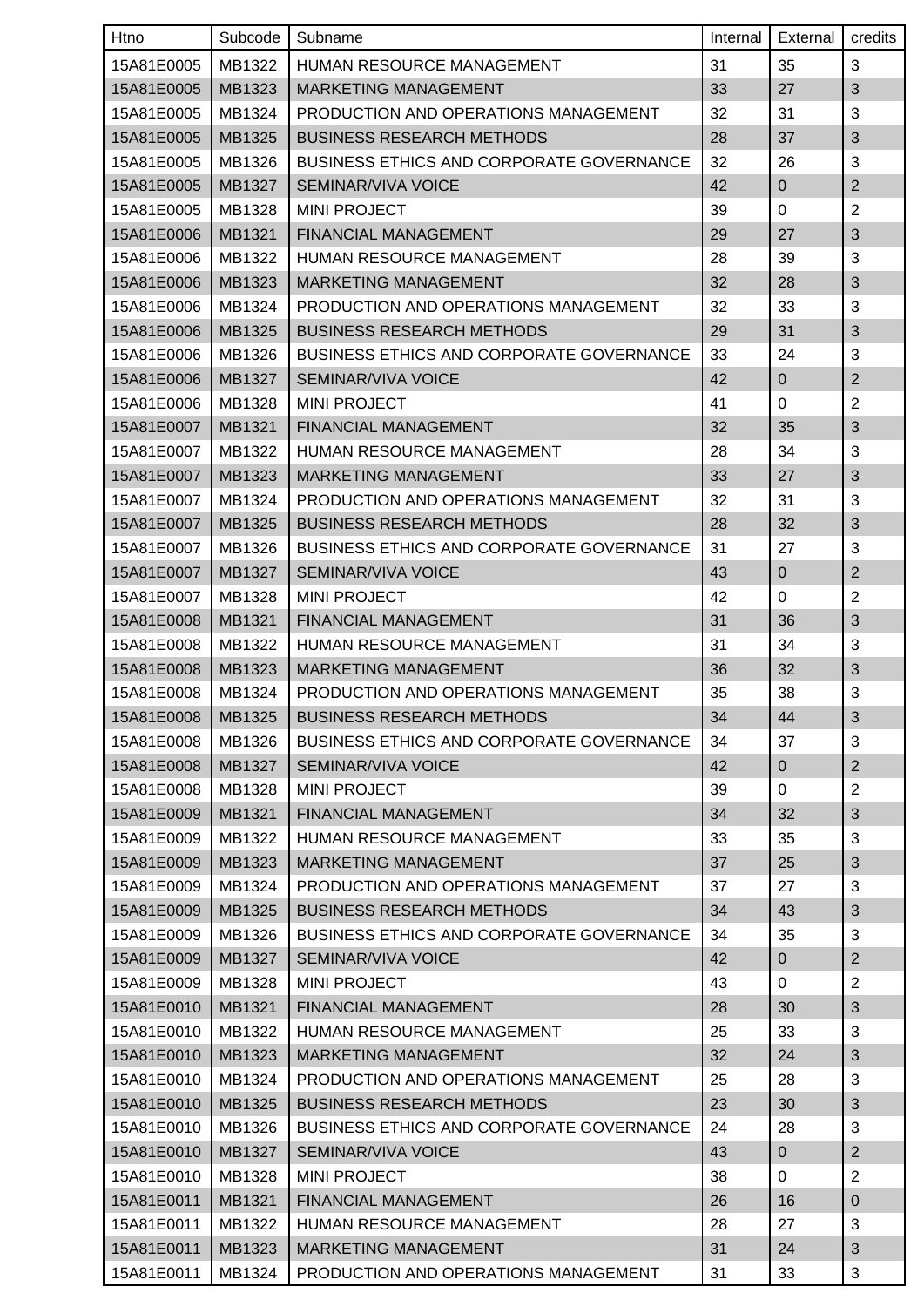| Htno | Subcode | Subname | Internal | External | credits |
|---|---|---|---|---|---|
| 15A81E0005 | MB1322 | HUMAN RESOURCE MANAGEMENT | 31 | 35 | 3 |
| 15A81E0005 | MB1323 | MARKETING MANAGEMENT | 33 | 27 | 3 |
| 15A81E0005 | MB1324 | PRODUCTION AND OPERATIONS MANAGEMENT | 32 | 31 | 3 |
| 15A81E0005 | MB1325 | BUSINESS RESEARCH METHODS | 28 | 37 | 3 |
| 15A81E0005 | MB1326 | BUSINESS ETHICS AND CORPORATE GOVERNANCE | 32 | 26 | 3 |
| 15A81E0005 | MB1327 | SEMINAR/VIVA VOICE | 42 | 0 | 2 |
| 15A81E0005 | MB1328 | MINI PROJECT | 39 | 0 | 2 |
| 15A81E0006 | MB1321 | FINANCIAL MANAGEMENT | 29 | 27 | 3 |
| 15A81E0006 | MB1322 | HUMAN RESOURCE MANAGEMENT | 28 | 39 | 3 |
| 15A81E0006 | MB1323 | MARKETING MANAGEMENT | 32 | 28 | 3 |
| 15A81E0006 | MB1324 | PRODUCTION AND OPERATIONS MANAGEMENT | 32 | 33 | 3 |
| 15A81E0006 | MB1325 | BUSINESS RESEARCH METHODS | 29 | 31 | 3 |
| 15A81E0006 | MB1326 | BUSINESS ETHICS AND CORPORATE GOVERNANCE | 33 | 24 | 3 |
| 15A81E0006 | MB1327 | SEMINAR/VIVA VOICE | 42 | 0 | 2 |
| 15A81E0006 | MB1328 | MINI PROJECT | 41 | 0 | 2 |
| 15A81E0007 | MB1321 | FINANCIAL MANAGEMENT | 32 | 35 | 3 |
| 15A81E0007 | MB1322 | HUMAN RESOURCE MANAGEMENT | 28 | 34 | 3 |
| 15A81E0007 | MB1323 | MARKETING MANAGEMENT | 33 | 27 | 3 |
| 15A81E0007 | MB1324 | PRODUCTION AND OPERATIONS MANAGEMENT | 32 | 31 | 3 |
| 15A81E0007 | MB1325 | BUSINESS RESEARCH METHODS | 28 | 32 | 3 |
| 15A81E0007 | MB1326 | BUSINESS ETHICS AND CORPORATE GOVERNANCE | 31 | 27 | 3 |
| 15A81E0007 | MB1327 | SEMINAR/VIVA VOICE | 43 | 0 | 2 |
| 15A81E0007 | MB1328 | MINI PROJECT | 42 | 0 | 2 |
| 15A81E0008 | MB1321 | FINANCIAL MANAGEMENT | 31 | 36 | 3 |
| 15A81E0008 | MB1322 | HUMAN RESOURCE MANAGEMENT | 31 | 34 | 3 |
| 15A81E0008 | MB1323 | MARKETING MANAGEMENT | 36 | 32 | 3 |
| 15A81E0008 | MB1324 | PRODUCTION AND OPERATIONS MANAGEMENT | 35 | 38 | 3 |
| 15A81E0008 | MB1325 | BUSINESS RESEARCH METHODS | 34 | 44 | 3 |
| 15A81E0008 | MB1326 | BUSINESS ETHICS AND CORPORATE GOVERNANCE | 34 | 37 | 3 |
| 15A81E0008 | MB1327 | SEMINAR/VIVA VOICE | 42 | 0 | 2 |
| 15A81E0008 | MB1328 | MINI PROJECT | 39 | 0 | 2 |
| 15A81E0009 | MB1321 | FINANCIAL MANAGEMENT | 34 | 32 | 3 |
| 15A81E0009 | MB1322 | HUMAN RESOURCE MANAGEMENT | 33 | 35 | 3 |
| 15A81E0009 | MB1323 | MARKETING MANAGEMENT | 37 | 25 | 3 |
| 15A81E0009 | MB1324 | PRODUCTION AND OPERATIONS MANAGEMENT | 37 | 27 | 3 |
| 15A81E0009 | MB1325 | BUSINESS RESEARCH METHODS | 34 | 43 | 3 |
| 15A81E0009 | MB1326 | BUSINESS ETHICS AND CORPORATE GOVERNANCE | 34 | 35 | 3 |
| 15A81E0009 | MB1327 | SEMINAR/VIVA VOICE | 42 | 0 | 2 |
| 15A81E0009 | MB1328 | MINI PROJECT | 43 | 0 | 2 |
| 15A81E0010 | MB1321 | FINANCIAL MANAGEMENT | 28 | 30 | 3 |
| 15A81E0010 | MB1322 | HUMAN RESOURCE MANAGEMENT | 25 | 33 | 3 |
| 15A81E0010 | MB1323 | MARKETING MANAGEMENT | 32 | 24 | 3 |
| 15A81E0010 | MB1324 | PRODUCTION AND OPERATIONS MANAGEMENT | 25 | 28 | 3 |
| 15A81E0010 | MB1325 | BUSINESS RESEARCH METHODS | 23 | 30 | 3 |
| 15A81E0010 | MB1326 | BUSINESS ETHICS AND CORPORATE GOVERNANCE | 24 | 28 | 3 |
| 15A81E0010 | MB1327 | SEMINAR/VIVA VOICE | 43 | 0 | 2 |
| 15A81E0010 | MB1328 | MINI PROJECT | 38 | 0 | 2 |
| 15A81E0011 | MB1321 | FINANCIAL MANAGEMENT | 26 | 16 | 0 |
| 15A81E0011 | MB1322 | HUMAN RESOURCE MANAGEMENT | 28 | 27 | 3 |
| 15A81E0011 | MB1323 | MARKETING MANAGEMENT | 31 | 24 | 3 |
| 15A81E0011 | MB1324 | PRODUCTION AND OPERATIONS MANAGEMENT | 31 | 33 | 3 |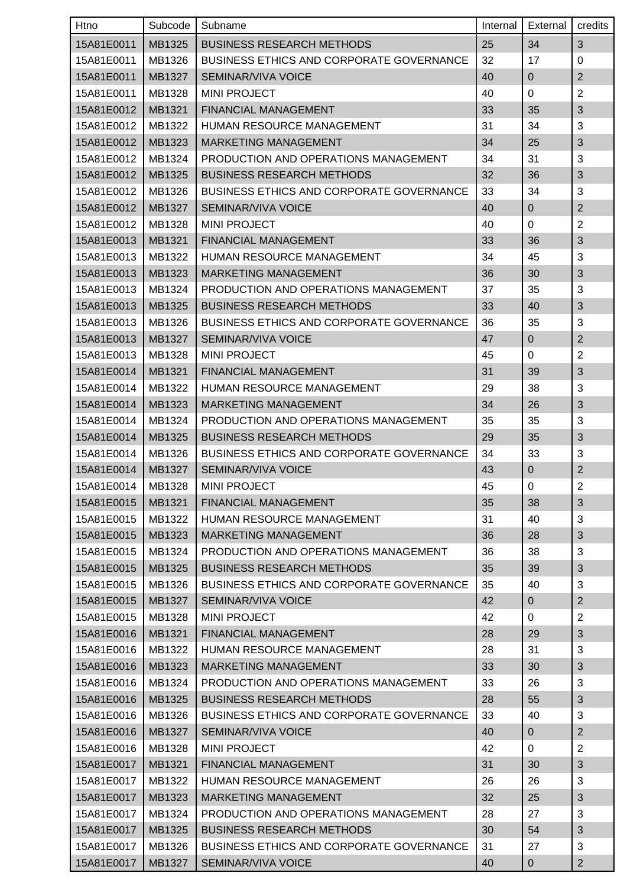| Htno | Subcode | Subname | Internal | External | credits |
|---|---|---|---|---|---|
| 15A81E0011 | MB1325 | BUSINESS RESEARCH METHODS | 25 | 34 | 3 |
| 15A81E0011 | MB1326 | BUSINESS ETHICS AND CORPORATE GOVERNANCE | 32 | 17 | 0 |
| 15A81E0011 | MB1327 | SEMINAR/VIVA VOICE | 40 | 0 | 2 |
| 15A81E0011 | MB1328 | MINI PROJECT | 40 | 0 | 2 |
| 15A81E0012 | MB1321 | FINANCIAL MANAGEMENT | 33 | 35 | 3 |
| 15A81E0012 | MB1322 | HUMAN RESOURCE MANAGEMENT | 31 | 34 | 3 |
| 15A81E0012 | MB1323 | MARKETING MANAGEMENT | 34 | 25 | 3 |
| 15A81E0012 | MB1324 | PRODUCTION AND OPERATIONS MANAGEMENT | 34 | 31 | 3 |
| 15A81E0012 | MB1325 | BUSINESS RESEARCH METHODS | 32 | 36 | 3 |
| 15A81E0012 | MB1326 | BUSINESS ETHICS AND CORPORATE GOVERNANCE | 33 | 34 | 3 |
| 15A81E0012 | MB1327 | SEMINAR/VIVA VOICE | 40 | 0 | 2 |
| 15A81E0012 | MB1328 | MINI PROJECT | 40 | 0 | 2 |
| 15A81E0013 | MB1321 | FINANCIAL MANAGEMENT | 33 | 36 | 3 |
| 15A81E0013 | MB1322 | HUMAN RESOURCE MANAGEMENT | 34 | 45 | 3 |
| 15A81E0013 | MB1323 | MARKETING MANAGEMENT | 36 | 30 | 3 |
| 15A81E0013 | MB1324 | PRODUCTION AND OPERATIONS MANAGEMENT | 37 | 35 | 3 |
| 15A81E0013 | MB1325 | BUSINESS RESEARCH METHODS | 33 | 40 | 3 |
| 15A81E0013 | MB1326 | BUSINESS ETHICS AND CORPORATE GOVERNANCE | 36 | 35 | 3 |
| 15A81E0013 | MB1327 | SEMINAR/VIVA VOICE | 47 | 0 | 2 |
| 15A81E0013 | MB1328 | MINI PROJECT | 45 | 0 | 2 |
| 15A81E0014 | MB1321 | FINANCIAL MANAGEMENT | 31 | 39 | 3 |
| 15A81E0014 | MB1322 | HUMAN RESOURCE MANAGEMENT | 29 | 38 | 3 |
| 15A81E0014 | MB1323 | MARKETING MANAGEMENT | 34 | 26 | 3 |
| 15A81E0014 | MB1324 | PRODUCTION AND OPERATIONS MANAGEMENT | 35 | 35 | 3 |
| 15A81E0014 | MB1325 | BUSINESS RESEARCH METHODS | 29 | 35 | 3 |
| 15A81E0014 | MB1326 | BUSINESS ETHICS AND CORPORATE GOVERNANCE | 34 | 33 | 3 |
| 15A81E0014 | MB1327 | SEMINAR/VIVA VOICE | 43 | 0 | 2 |
| 15A81E0014 | MB1328 | MINI PROJECT | 45 | 0 | 2 |
| 15A81E0015 | MB1321 | FINANCIAL MANAGEMENT | 35 | 38 | 3 |
| 15A81E0015 | MB1322 | HUMAN RESOURCE MANAGEMENT | 31 | 40 | 3 |
| 15A81E0015 | MB1323 | MARKETING MANAGEMENT | 36 | 28 | 3 |
| 15A81E0015 | MB1324 | PRODUCTION AND OPERATIONS MANAGEMENT | 36 | 38 | 3 |
| 15A81E0015 | MB1325 | BUSINESS RESEARCH METHODS | 35 | 39 | 3 |
| 15A81E0015 | MB1326 | BUSINESS ETHICS AND CORPORATE GOVERNANCE | 35 | 40 | 3 |
| 15A81E0015 | MB1327 | SEMINAR/VIVA VOICE | 42 | 0 | 2 |
| 15A81E0015 | MB1328 | MINI PROJECT | 42 | 0 | 2 |
| 15A81E0016 | MB1321 | FINANCIAL MANAGEMENT | 28 | 29 | 3 |
| 15A81E0016 | MB1322 | HUMAN RESOURCE MANAGEMENT | 28 | 31 | 3 |
| 15A81E0016 | MB1323 | MARKETING MANAGEMENT | 33 | 30 | 3 |
| 15A81E0016 | MB1324 | PRODUCTION AND OPERATIONS MANAGEMENT | 33 | 26 | 3 |
| 15A81E0016 | MB1325 | BUSINESS RESEARCH METHODS | 28 | 55 | 3 |
| 15A81E0016 | MB1326 | BUSINESS ETHICS AND CORPORATE GOVERNANCE | 33 | 40 | 3 |
| 15A81E0016 | MB1327 | SEMINAR/VIVA VOICE | 40 | 0 | 2 |
| 15A81E0016 | MB1328 | MINI PROJECT | 42 | 0 | 2 |
| 15A81E0017 | MB1321 | FINANCIAL MANAGEMENT | 31 | 30 | 3 |
| 15A81E0017 | MB1322 | HUMAN RESOURCE MANAGEMENT | 26 | 26 | 3 |
| 15A81E0017 | MB1323 | MARKETING MANAGEMENT | 32 | 25 | 3 |
| 15A81E0017 | MB1324 | PRODUCTION AND OPERATIONS MANAGEMENT | 28 | 27 | 3 |
| 15A81E0017 | MB1325 | BUSINESS RESEARCH METHODS | 30 | 54 | 3 |
| 15A81E0017 | MB1326 | BUSINESS ETHICS AND CORPORATE GOVERNANCE | 31 | 27 | 3 |
| 15A81E0017 | MB1327 | SEMINAR/VIVA VOICE | 40 | 0 | 2 |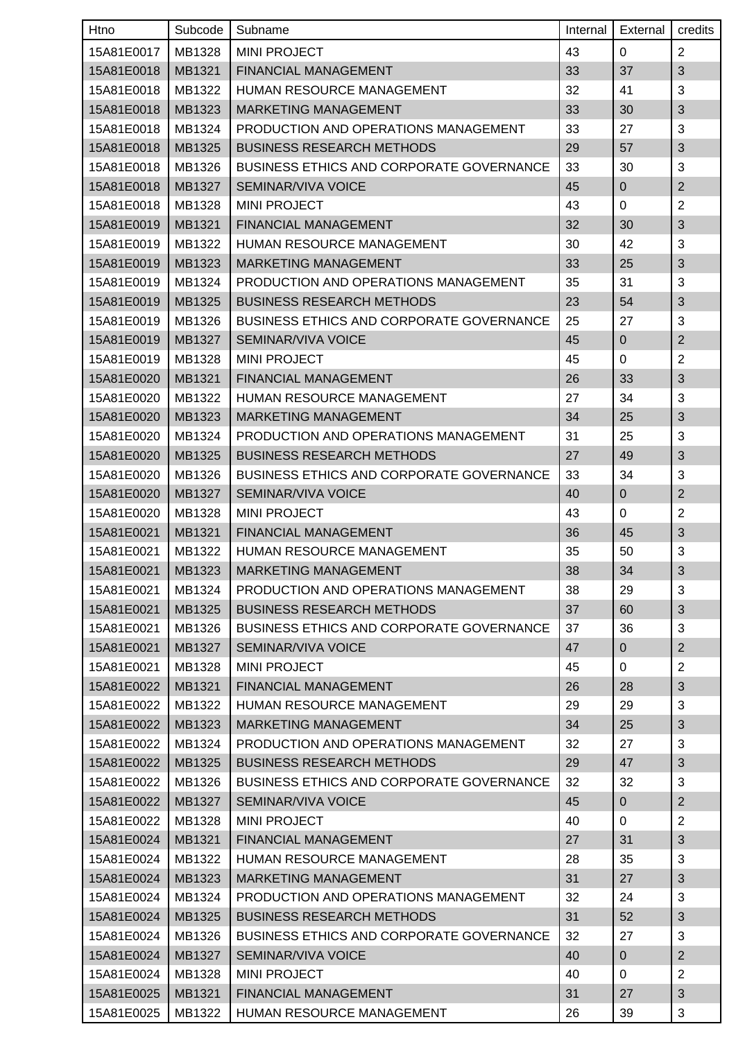| Htno | Subcode | Subname | Internal | External | credits |
|---|---|---|---|---|---|
| 15A81E0017 | MB1328 | MINI PROJECT | 43 | 0 | 2 |
| 15A81E0018 | MB1321 | FINANCIAL MANAGEMENT | 33 | 37 | 3 |
| 15A81E0018 | MB1322 | HUMAN RESOURCE MANAGEMENT | 32 | 41 | 3 |
| 15A81E0018 | MB1323 | MARKETING MANAGEMENT | 33 | 30 | 3 |
| 15A81E0018 | MB1324 | PRODUCTION AND OPERATIONS MANAGEMENT | 33 | 27 | 3 |
| 15A81E0018 | MB1325 | BUSINESS RESEARCH METHODS | 29 | 57 | 3 |
| 15A81E0018 | MB1326 | BUSINESS ETHICS AND CORPORATE GOVERNANCE | 33 | 30 | 3 |
| 15A81E0018 | MB1327 | SEMINAR/VIVA VOICE | 45 | 0 | 2 |
| 15A81E0018 | MB1328 | MINI PROJECT | 43 | 0 | 2 |
| 15A81E0019 | MB1321 | FINANCIAL MANAGEMENT | 32 | 30 | 3 |
| 15A81E0019 | MB1322 | HUMAN RESOURCE MANAGEMENT | 30 | 42 | 3 |
| 15A81E0019 | MB1323 | MARKETING MANAGEMENT | 33 | 25 | 3 |
| 15A81E0019 | MB1324 | PRODUCTION AND OPERATIONS MANAGEMENT | 35 | 31 | 3 |
| 15A81E0019 | MB1325 | BUSINESS RESEARCH METHODS | 23 | 54 | 3 |
| 15A81E0019 | MB1326 | BUSINESS ETHICS AND CORPORATE GOVERNANCE | 25 | 27 | 3 |
| 15A81E0019 | MB1327 | SEMINAR/VIVA VOICE | 45 | 0 | 2 |
| 15A81E0019 | MB1328 | MINI PROJECT | 45 | 0 | 2 |
| 15A81E0020 | MB1321 | FINANCIAL MANAGEMENT | 26 | 33 | 3 |
| 15A81E0020 | MB1322 | HUMAN RESOURCE MANAGEMENT | 27 | 34 | 3 |
| 15A81E0020 | MB1323 | MARKETING MANAGEMENT | 34 | 25 | 3 |
| 15A81E0020 | MB1324 | PRODUCTION AND OPERATIONS MANAGEMENT | 31 | 25 | 3 |
| 15A81E0020 | MB1325 | BUSINESS RESEARCH METHODS | 27 | 49 | 3 |
| 15A81E0020 | MB1326 | BUSINESS ETHICS AND CORPORATE GOVERNANCE | 33 | 34 | 3 |
| 15A81E0020 | MB1327 | SEMINAR/VIVA VOICE | 40 | 0 | 2 |
| 15A81E0020 | MB1328 | MINI PROJECT | 43 | 0 | 2 |
| 15A81E0021 | MB1321 | FINANCIAL MANAGEMENT | 36 | 45 | 3 |
| 15A81E0021 | MB1322 | HUMAN RESOURCE MANAGEMENT | 35 | 50 | 3 |
| 15A81E0021 | MB1323 | MARKETING MANAGEMENT | 38 | 34 | 3 |
| 15A81E0021 | MB1324 | PRODUCTION AND OPERATIONS MANAGEMENT | 38 | 29 | 3 |
| 15A81E0021 | MB1325 | BUSINESS RESEARCH METHODS | 37 | 60 | 3 |
| 15A81E0021 | MB1326 | BUSINESS ETHICS AND CORPORATE GOVERNANCE | 37 | 36 | 3 |
| 15A81E0021 | MB1327 | SEMINAR/VIVA VOICE | 47 | 0 | 2 |
| 15A81E0021 | MB1328 | MINI PROJECT | 45 | 0 | 2 |
| 15A81E0022 | MB1321 | FINANCIAL MANAGEMENT | 26 | 28 | 3 |
| 15A81E0022 | MB1322 | HUMAN RESOURCE MANAGEMENT | 29 | 29 | 3 |
| 15A81E0022 | MB1323 | MARKETING MANAGEMENT | 34 | 25 | 3 |
| 15A81E0022 | MB1324 | PRODUCTION AND OPERATIONS MANAGEMENT | 32 | 27 | 3 |
| 15A81E0022 | MB1325 | BUSINESS RESEARCH METHODS | 29 | 47 | 3 |
| 15A81E0022 | MB1326 | BUSINESS ETHICS AND CORPORATE GOVERNANCE | 32 | 32 | 3 |
| 15A81E0022 | MB1327 | SEMINAR/VIVA VOICE | 45 | 0 | 2 |
| 15A81E0022 | MB1328 | MINI PROJECT | 40 | 0 | 2 |
| 15A81E0024 | MB1321 | FINANCIAL MANAGEMENT | 27 | 31 | 3 |
| 15A81E0024 | MB1322 | HUMAN RESOURCE MANAGEMENT | 28 | 35 | 3 |
| 15A81E0024 | MB1323 | MARKETING MANAGEMENT | 31 | 27 | 3 |
| 15A81E0024 | MB1324 | PRODUCTION AND OPERATIONS MANAGEMENT | 32 | 24 | 3 |
| 15A81E0024 | MB1325 | BUSINESS RESEARCH METHODS | 31 | 52 | 3 |
| 15A81E0024 | MB1326 | BUSINESS ETHICS AND CORPORATE GOVERNANCE | 32 | 27 | 3 |
| 15A81E0024 | MB1327 | SEMINAR/VIVA VOICE | 40 | 0 | 2 |
| 15A81E0024 | MB1328 | MINI PROJECT | 40 | 0 | 2 |
| 15A81E0025 | MB1321 | FINANCIAL MANAGEMENT | 31 | 27 | 3 |
| 15A81E0025 | MB1322 | HUMAN RESOURCE MANAGEMENT | 26 | 39 | 3 |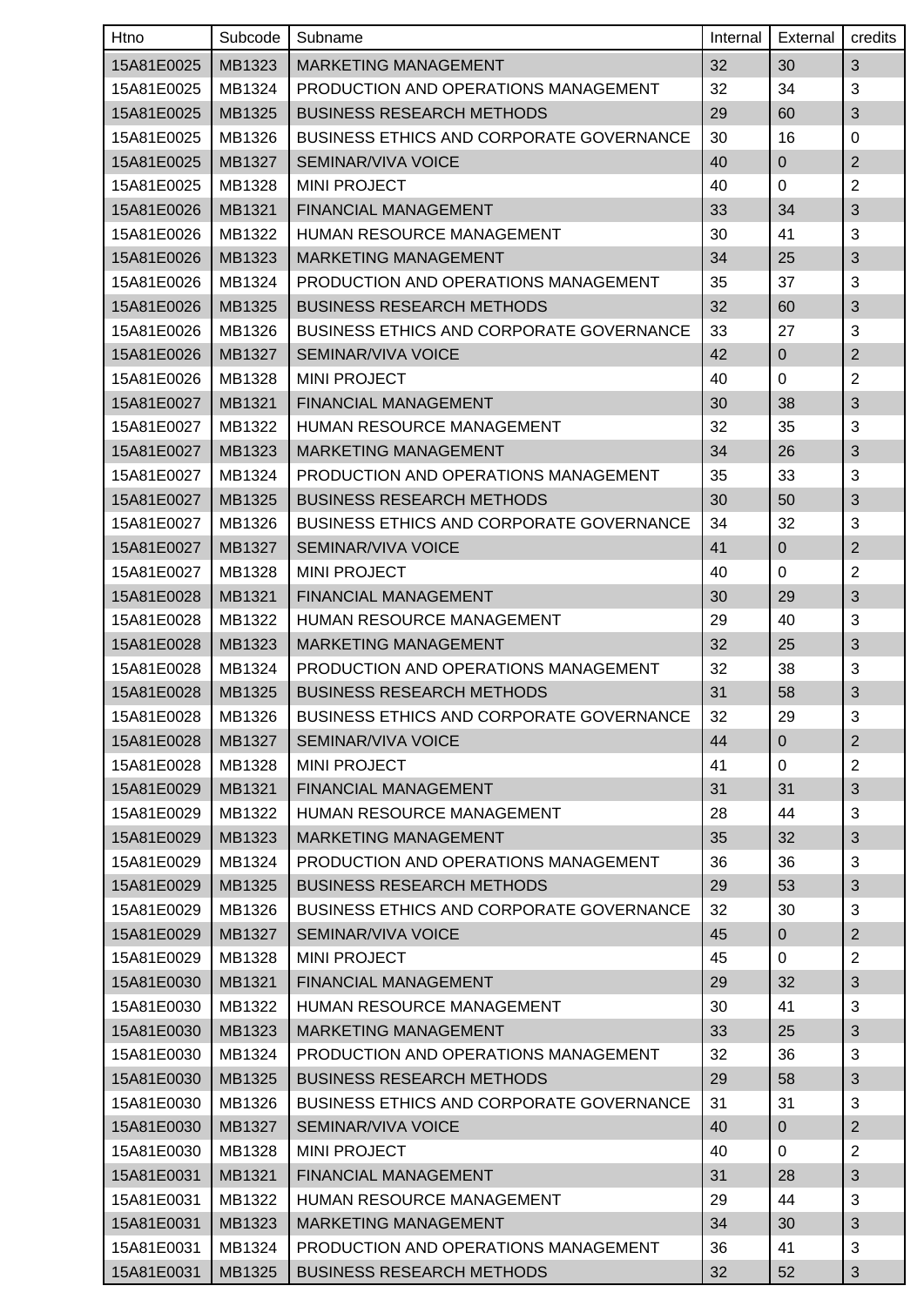| Htno | Subcode | Subname | Internal | External | credits |
|---|---|---|---|---|---|
| 15A81E0025 | MB1323 | MARKETING MANAGEMENT | 32 | 30 | 3 |
| 15A81E0025 | MB1324 | PRODUCTION AND OPERATIONS MANAGEMENT | 32 | 34 | 3 |
| 15A81E0025 | MB1325 | BUSINESS RESEARCH METHODS | 29 | 60 | 3 |
| 15A81E0025 | MB1326 | BUSINESS ETHICS AND CORPORATE GOVERNANCE | 30 | 16 | 0 |
| 15A81E0025 | MB1327 | SEMINAR/VIVA VOICE | 40 | 0 | 2 |
| 15A81E0025 | MB1328 | MINI PROJECT | 40 | 0 | 2 |
| 15A81E0026 | MB1321 | FINANCIAL MANAGEMENT | 33 | 34 | 3 |
| 15A81E0026 | MB1322 | HUMAN RESOURCE MANAGEMENT | 30 | 41 | 3 |
| 15A81E0026 | MB1323 | MARKETING MANAGEMENT | 34 | 25 | 3 |
| 15A81E0026 | MB1324 | PRODUCTION AND OPERATIONS MANAGEMENT | 35 | 37 | 3 |
| 15A81E0026 | MB1325 | BUSINESS RESEARCH METHODS | 32 | 60 | 3 |
| 15A81E0026 | MB1326 | BUSINESS ETHICS AND CORPORATE GOVERNANCE | 33 | 27 | 3 |
| 15A81E0026 | MB1327 | SEMINAR/VIVA VOICE | 42 | 0 | 2 |
| 15A81E0026 | MB1328 | MINI PROJECT | 40 | 0 | 2 |
| 15A81E0027 | MB1321 | FINANCIAL MANAGEMENT | 30 | 38 | 3 |
| 15A81E0027 | MB1322 | HUMAN RESOURCE MANAGEMENT | 32 | 35 | 3 |
| 15A81E0027 | MB1323 | MARKETING MANAGEMENT | 34 | 26 | 3 |
| 15A81E0027 | MB1324 | PRODUCTION AND OPERATIONS MANAGEMENT | 35 | 33 | 3 |
| 15A81E0027 | MB1325 | BUSINESS RESEARCH METHODS | 30 | 50 | 3 |
| 15A81E0027 | MB1326 | BUSINESS ETHICS AND CORPORATE GOVERNANCE | 34 | 32 | 3 |
| 15A81E0027 | MB1327 | SEMINAR/VIVA VOICE | 41 | 0 | 2 |
| 15A81E0027 | MB1328 | MINI PROJECT | 40 | 0 | 2 |
| 15A81E0028 | MB1321 | FINANCIAL MANAGEMENT | 30 | 29 | 3 |
| 15A81E0028 | MB1322 | HUMAN RESOURCE MANAGEMENT | 29 | 40 | 3 |
| 15A81E0028 | MB1323 | MARKETING MANAGEMENT | 32 | 25 | 3 |
| 15A81E0028 | MB1324 | PRODUCTION AND OPERATIONS MANAGEMENT | 32 | 38 | 3 |
| 15A81E0028 | MB1325 | BUSINESS RESEARCH METHODS | 31 | 58 | 3 |
| 15A81E0028 | MB1326 | BUSINESS ETHICS AND CORPORATE GOVERNANCE | 32 | 29 | 3 |
| 15A81E0028 | MB1327 | SEMINAR/VIVA VOICE | 44 | 0 | 2 |
| 15A81E0028 | MB1328 | MINI PROJECT | 41 | 0 | 2 |
| 15A81E0029 | MB1321 | FINANCIAL MANAGEMENT | 31 | 31 | 3 |
| 15A81E0029 | MB1322 | HUMAN RESOURCE MANAGEMENT | 28 | 44 | 3 |
| 15A81E0029 | MB1323 | MARKETING MANAGEMENT | 35 | 32 | 3 |
| 15A81E0029 | MB1324 | PRODUCTION AND OPERATIONS MANAGEMENT | 36 | 36 | 3 |
| 15A81E0029 | MB1325 | BUSINESS RESEARCH METHODS | 29 | 53 | 3 |
| 15A81E0029 | MB1326 | BUSINESS ETHICS AND CORPORATE GOVERNANCE | 32 | 30 | 3 |
| 15A81E0029 | MB1327 | SEMINAR/VIVA VOICE | 45 | 0 | 2 |
| 15A81E0029 | MB1328 | MINI PROJECT | 45 | 0 | 2 |
| 15A81E0030 | MB1321 | FINANCIAL MANAGEMENT | 29 | 32 | 3 |
| 15A81E0030 | MB1322 | HUMAN RESOURCE MANAGEMENT | 30 | 41 | 3 |
| 15A81E0030 | MB1323 | MARKETING MANAGEMENT | 33 | 25 | 3 |
| 15A81E0030 | MB1324 | PRODUCTION AND OPERATIONS MANAGEMENT | 32 | 36 | 3 |
| 15A81E0030 | MB1325 | BUSINESS RESEARCH METHODS | 29 | 58 | 3 |
| 15A81E0030 | MB1326 | BUSINESS ETHICS AND CORPORATE GOVERNANCE | 31 | 31 | 3 |
| 15A81E0030 | MB1327 | SEMINAR/VIVA VOICE | 40 | 0 | 2 |
| 15A81E0030 | MB1328 | MINI PROJECT | 40 | 0 | 2 |
| 15A81E0031 | MB1321 | FINANCIAL MANAGEMENT | 31 | 28 | 3 |
| 15A81E0031 | MB1322 | HUMAN RESOURCE MANAGEMENT | 29 | 44 | 3 |
| 15A81E0031 | MB1323 | MARKETING MANAGEMENT | 34 | 30 | 3 |
| 15A81E0031 | MB1324 | PRODUCTION AND OPERATIONS MANAGEMENT | 36 | 41 | 3 |
| 15A81E0031 | MB1325 | BUSINESS RESEARCH METHODS | 32 | 52 | 3 |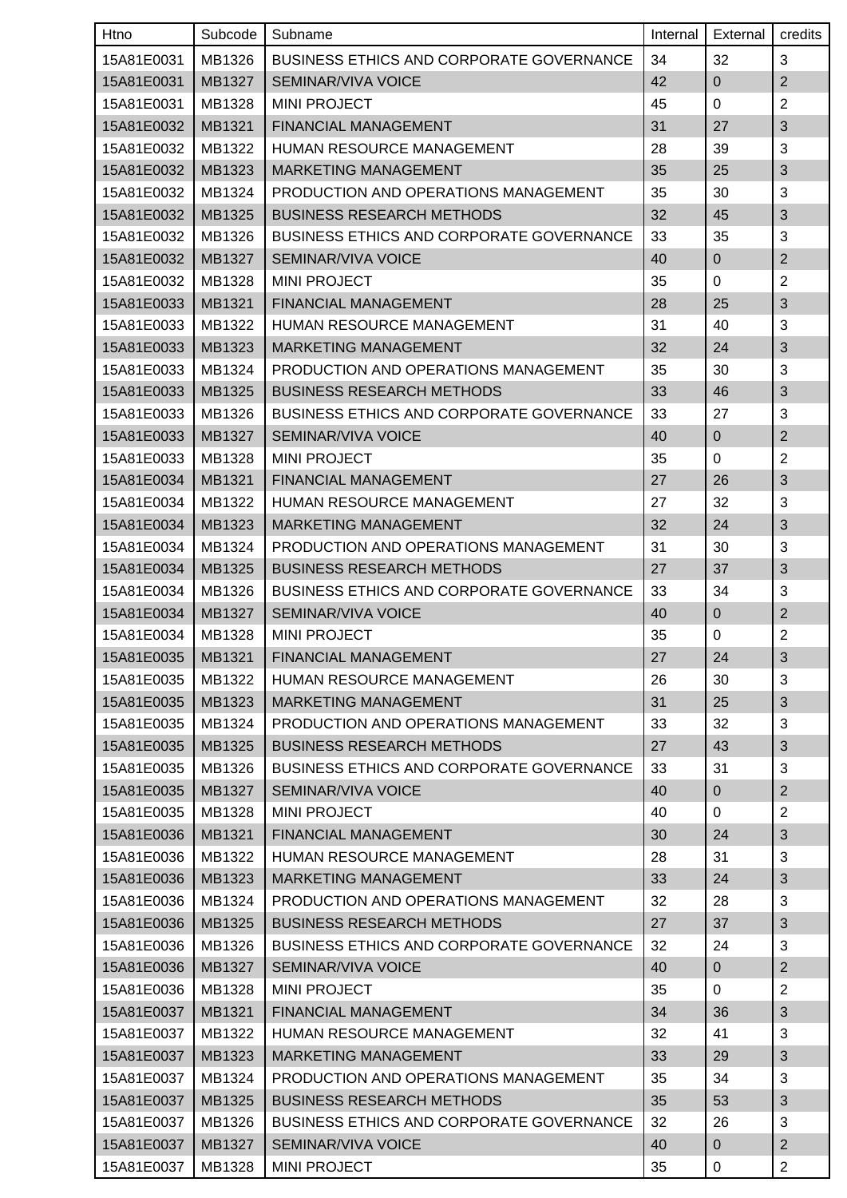| Htno | Subcode | Subname | Internal | External | credits |
| --- | --- | --- | --- | --- | --- |
| 15A81E0031 | MB1326 | BUSINESS ETHICS AND CORPORATE GOVERNANCE | 34 | 32 | 3 |
| 15A81E0031 | MB1327 | SEMINAR/VIVA VOICE | 42 | 0 | 2 |
| 15A81E0031 | MB1328 | MINI PROJECT | 45 | 0 | 2 |
| 15A81E0032 | MB1321 | FINANCIAL MANAGEMENT | 31 | 27 | 3 |
| 15A81E0032 | MB1322 | HUMAN RESOURCE MANAGEMENT | 28 | 39 | 3 |
| 15A81E0032 | MB1323 | MARKETING MANAGEMENT | 35 | 25 | 3 |
| 15A81E0032 | MB1324 | PRODUCTION AND OPERATIONS MANAGEMENT | 35 | 30 | 3 |
| 15A81E0032 | MB1325 | BUSINESS RESEARCH METHODS | 32 | 45 | 3 |
| 15A81E0032 | MB1326 | BUSINESS ETHICS AND CORPORATE GOVERNANCE | 33 | 35 | 3 |
| 15A81E0032 | MB1327 | SEMINAR/VIVA VOICE | 40 | 0 | 2 |
| 15A81E0032 | MB1328 | MINI PROJECT | 35 | 0 | 2 |
| 15A81E0033 | MB1321 | FINANCIAL MANAGEMENT | 28 | 25 | 3 |
| 15A81E0033 | MB1322 | HUMAN RESOURCE MANAGEMENT | 31 | 40 | 3 |
| 15A81E0033 | MB1323 | MARKETING MANAGEMENT | 32 | 24 | 3 |
| 15A81E0033 | MB1324 | PRODUCTION AND OPERATIONS MANAGEMENT | 35 | 30 | 3 |
| 15A81E0033 | MB1325 | BUSINESS RESEARCH METHODS | 33 | 46 | 3 |
| 15A81E0033 | MB1326 | BUSINESS ETHICS AND CORPORATE GOVERNANCE | 33 | 27 | 3 |
| 15A81E0033 | MB1327 | SEMINAR/VIVA VOICE | 40 | 0 | 2 |
| 15A81E0033 | MB1328 | MINI PROJECT | 35 | 0 | 2 |
| 15A81E0034 | MB1321 | FINANCIAL MANAGEMENT | 27 | 26 | 3 |
| 15A81E0034 | MB1322 | HUMAN RESOURCE MANAGEMENT | 27 | 32 | 3 |
| 15A81E0034 | MB1323 | MARKETING MANAGEMENT | 32 | 24 | 3 |
| 15A81E0034 | MB1324 | PRODUCTION AND OPERATIONS MANAGEMENT | 31 | 30 | 3 |
| 15A81E0034 | MB1325 | BUSINESS RESEARCH METHODS | 27 | 37 | 3 |
| 15A81E0034 | MB1326 | BUSINESS ETHICS AND CORPORATE GOVERNANCE | 33 | 34 | 3 |
| 15A81E0034 | MB1327 | SEMINAR/VIVA VOICE | 40 | 0 | 2 |
| 15A81E0034 | MB1328 | MINI PROJECT | 35 | 0 | 2 |
| 15A81E0035 | MB1321 | FINANCIAL MANAGEMENT | 27 | 24 | 3 |
| 15A81E0035 | MB1322 | HUMAN RESOURCE MANAGEMENT | 26 | 30 | 3 |
| 15A81E0035 | MB1323 | MARKETING MANAGEMENT | 31 | 25 | 3 |
| 15A81E0035 | MB1324 | PRODUCTION AND OPERATIONS MANAGEMENT | 33 | 32 | 3 |
| 15A81E0035 | MB1325 | BUSINESS RESEARCH METHODS | 27 | 43 | 3 |
| 15A81E0035 | MB1326 | BUSINESS ETHICS AND CORPORATE GOVERNANCE | 33 | 31 | 3 |
| 15A81E0035 | MB1327 | SEMINAR/VIVA VOICE | 40 | 0 | 2 |
| 15A81E0035 | MB1328 | MINI PROJECT | 40 | 0 | 2 |
| 15A81E0036 | MB1321 | FINANCIAL MANAGEMENT | 30 | 24 | 3 |
| 15A81E0036 | MB1322 | HUMAN RESOURCE MANAGEMENT | 28 | 31 | 3 |
| 15A81E0036 | MB1323 | MARKETING MANAGEMENT | 33 | 24 | 3 |
| 15A81E0036 | MB1324 | PRODUCTION AND OPERATIONS MANAGEMENT | 32 | 28 | 3 |
| 15A81E0036 | MB1325 | BUSINESS RESEARCH METHODS | 27 | 37 | 3 |
| 15A81E0036 | MB1326 | BUSINESS ETHICS AND CORPORATE GOVERNANCE | 32 | 24 | 3 |
| 15A81E0036 | MB1327 | SEMINAR/VIVA VOICE | 40 | 0 | 2 |
| 15A81E0036 | MB1328 | MINI PROJECT | 35 | 0 | 2 |
| 15A81E0037 | MB1321 | FINANCIAL MANAGEMENT | 34 | 36 | 3 |
| 15A81E0037 | MB1322 | HUMAN RESOURCE MANAGEMENT | 32 | 41 | 3 |
| 15A81E0037 | MB1323 | MARKETING MANAGEMENT | 33 | 29 | 3 |
| 15A81E0037 | MB1324 | PRODUCTION AND OPERATIONS MANAGEMENT | 35 | 34 | 3 |
| 15A81E0037 | MB1325 | BUSINESS RESEARCH METHODS | 35 | 53 | 3 |
| 15A81E0037 | MB1326 | BUSINESS ETHICS AND CORPORATE GOVERNANCE | 32 | 26 | 3 |
| 15A81E0037 | MB1327 | SEMINAR/VIVA VOICE | 40 | 0 | 2 |
| 15A81E0037 | MB1328 | MINI PROJECT | 35 | 0 | 2 |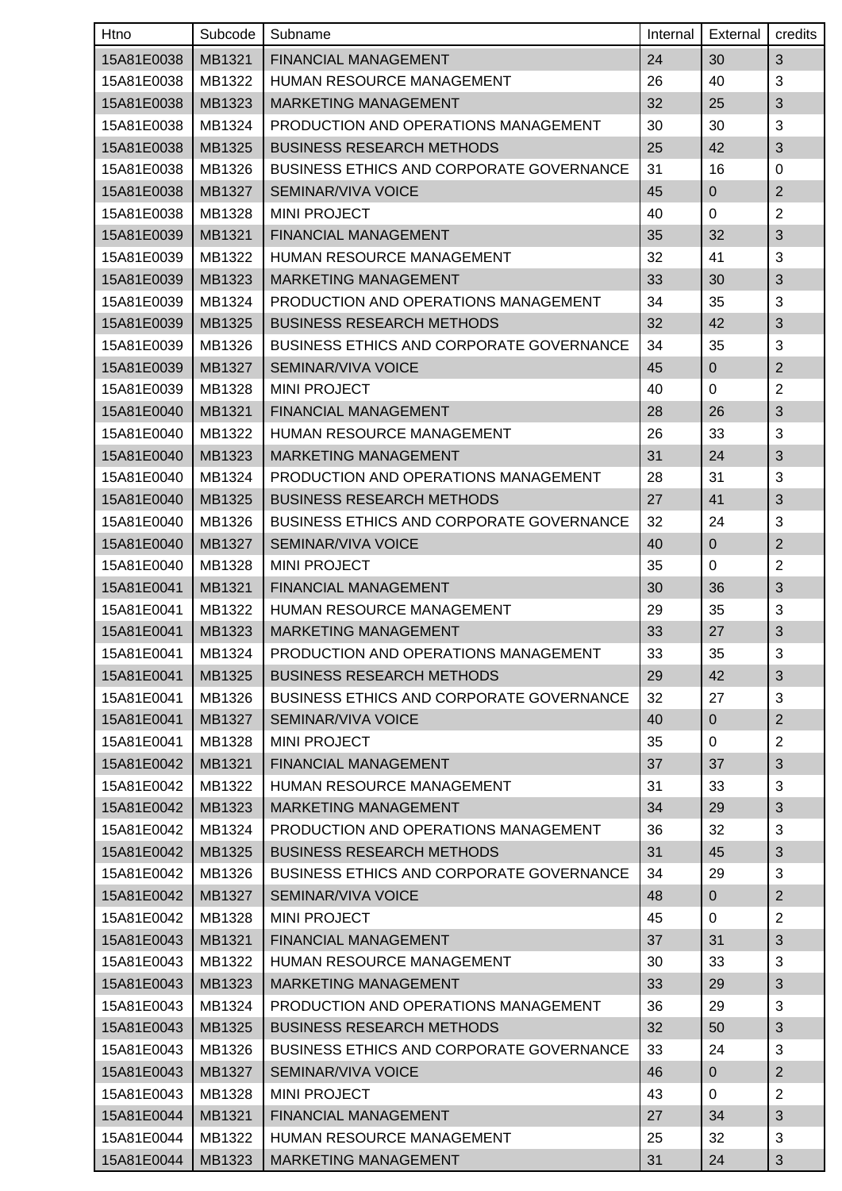| Htno | Subcode | Subname | Internal | External | credits |
|---|---|---|---|---|---|
| 15A81E0038 | MB1321 | FINANCIAL MANAGEMENT | 24 | 30 | 3 |
| 15A81E0038 | MB1322 | HUMAN RESOURCE MANAGEMENT | 26 | 40 | 3 |
| 15A81E0038 | MB1323 | MARKETING MANAGEMENT | 32 | 25 | 3 |
| 15A81E0038 | MB1324 | PRODUCTION AND OPERATIONS MANAGEMENT | 30 | 30 | 3 |
| 15A81E0038 | MB1325 | BUSINESS RESEARCH METHODS | 25 | 42 | 3 |
| 15A81E0038 | MB1326 | BUSINESS ETHICS AND CORPORATE GOVERNANCE | 31 | 16 | 0 |
| 15A81E0038 | MB1327 | SEMINAR/VIVA VOICE | 45 | 0 | 2 |
| 15A81E0038 | MB1328 | MINI PROJECT | 40 | 0 | 2 |
| 15A81E0039 | MB1321 | FINANCIAL MANAGEMENT | 35 | 32 | 3 |
| 15A81E0039 | MB1322 | HUMAN RESOURCE MANAGEMENT | 32 | 41 | 3 |
| 15A81E0039 | MB1323 | MARKETING MANAGEMENT | 33 | 30 | 3 |
| 15A81E0039 | MB1324 | PRODUCTION AND OPERATIONS MANAGEMENT | 34 | 35 | 3 |
| 15A81E0039 | MB1325 | BUSINESS RESEARCH METHODS | 32 | 42 | 3 |
| 15A81E0039 | MB1326 | BUSINESS ETHICS AND CORPORATE GOVERNANCE | 34 | 35 | 3 |
| 15A81E0039 | MB1327 | SEMINAR/VIVA VOICE | 45 | 0 | 2 |
| 15A81E0039 | MB1328 | MINI PROJECT | 40 | 0 | 2 |
| 15A81E0040 | MB1321 | FINANCIAL MANAGEMENT | 28 | 26 | 3 |
| 15A81E0040 | MB1322 | HUMAN RESOURCE MANAGEMENT | 26 | 33 | 3 |
| 15A81E0040 | MB1323 | MARKETING MANAGEMENT | 31 | 24 | 3 |
| 15A81E0040 | MB1324 | PRODUCTION AND OPERATIONS MANAGEMENT | 28 | 31 | 3 |
| 15A81E0040 | MB1325 | BUSINESS RESEARCH METHODS | 27 | 41 | 3 |
| 15A81E0040 | MB1326 | BUSINESS ETHICS AND CORPORATE GOVERNANCE | 32 | 24 | 3 |
| 15A81E0040 | MB1327 | SEMINAR/VIVA VOICE | 40 | 0 | 2 |
| 15A81E0040 | MB1328 | MINI PROJECT | 35 | 0 | 2 |
| 15A81E0041 | MB1321 | FINANCIAL MANAGEMENT | 30 | 36 | 3 |
| 15A81E0041 | MB1322 | HUMAN RESOURCE MANAGEMENT | 29 | 35 | 3 |
| 15A81E0041 | MB1323 | MARKETING MANAGEMENT | 33 | 27 | 3 |
| 15A81E0041 | MB1324 | PRODUCTION AND OPERATIONS MANAGEMENT | 33 | 35 | 3 |
| 15A81E0041 | MB1325 | BUSINESS RESEARCH METHODS | 29 | 42 | 3 |
| 15A81E0041 | MB1326 | BUSINESS ETHICS AND CORPORATE GOVERNANCE | 32 | 27 | 3 |
| 15A81E0041 | MB1327 | SEMINAR/VIVA VOICE | 40 | 0 | 2 |
| 15A81E0041 | MB1328 | MINI PROJECT | 35 | 0 | 2 |
| 15A81E0042 | MB1321 | FINANCIAL MANAGEMENT | 37 | 37 | 3 |
| 15A81E0042 | MB1322 | HUMAN RESOURCE MANAGEMENT | 31 | 33 | 3 |
| 15A81E0042 | MB1323 | MARKETING MANAGEMENT | 34 | 29 | 3 |
| 15A81E0042 | MB1324 | PRODUCTION AND OPERATIONS MANAGEMENT | 36 | 32 | 3 |
| 15A81E0042 | MB1325 | BUSINESS RESEARCH METHODS | 31 | 45 | 3 |
| 15A81E0042 | MB1326 | BUSINESS ETHICS AND CORPORATE GOVERNANCE | 34 | 29 | 3 |
| 15A81E0042 | MB1327 | SEMINAR/VIVA VOICE | 48 | 0 | 2 |
| 15A81E0042 | MB1328 | MINI PROJECT | 45 | 0 | 2 |
| 15A81E0043 | MB1321 | FINANCIAL MANAGEMENT | 37 | 31 | 3 |
| 15A81E0043 | MB1322 | HUMAN RESOURCE MANAGEMENT | 30 | 33 | 3 |
| 15A81E0043 | MB1323 | MARKETING MANAGEMENT | 33 | 29 | 3 |
| 15A81E0043 | MB1324 | PRODUCTION AND OPERATIONS MANAGEMENT | 36 | 29 | 3 |
| 15A81E0043 | MB1325 | BUSINESS RESEARCH METHODS | 32 | 50 | 3 |
| 15A81E0043 | MB1326 | BUSINESS ETHICS AND CORPORATE GOVERNANCE | 33 | 24 | 3 |
| 15A81E0043 | MB1327 | SEMINAR/VIVA VOICE | 46 | 0 | 2 |
| 15A81E0043 | MB1328 | MINI PROJECT | 43 | 0 | 2 |
| 15A81E0044 | MB1321 | FINANCIAL MANAGEMENT | 27 | 34 | 3 |
| 15A81E0044 | MB1322 | HUMAN RESOURCE MANAGEMENT | 25 | 32 | 3 |
| 15A81E0044 | MB1323 | MARKETING MANAGEMENT | 31 | 24 | 3 |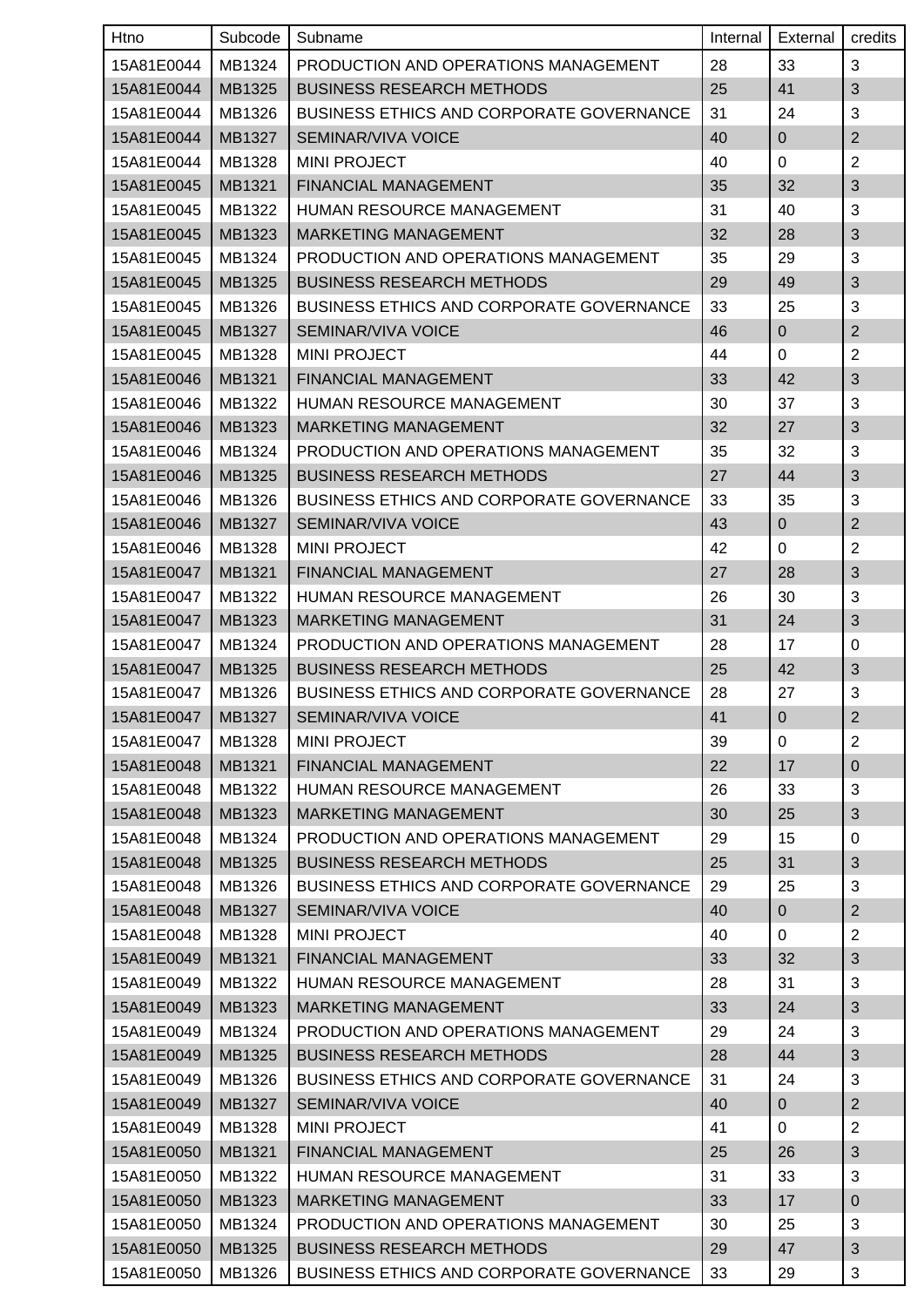| Htno | Subcode | Subname | Internal | External | credits |
|---|---|---|---|---|---|
| 15A81E0044 | MB1324 | PRODUCTION AND OPERATIONS MANAGEMENT | 28 | 33 | 3 |
| 15A81E0044 | MB1325 | BUSINESS RESEARCH METHODS | 25 | 41 | 3 |
| 15A81E0044 | MB1326 | BUSINESS ETHICS AND CORPORATE GOVERNANCE | 31 | 24 | 3 |
| 15A81E0044 | MB1327 | SEMINAR/VIVA VOICE | 40 | 0 | 2 |
| 15A81E0044 | MB1328 | MINI PROJECT | 40 | 0 | 2 |
| 15A81E0045 | MB1321 | FINANCIAL MANAGEMENT | 35 | 32 | 3 |
| 15A81E0045 | MB1322 | HUMAN RESOURCE MANAGEMENT | 31 | 40 | 3 |
| 15A81E0045 | MB1323 | MARKETING MANAGEMENT | 32 | 28 | 3 |
| 15A81E0045 | MB1324 | PRODUCTION AND OPERATIONS MANAGEMENT | 35 | 29 | 3 |
| 15A81E0045 | MB1325 | BUSINESS RESEARCH METHODS | 29 | 49 | 3 |
| 15A81E0045 | MB1326 | BUSINESS ETHICS AND CORPORATE GOVERNANCE | 33 | 25 | 3 |
| 15A81E0045 | MB1327 | SEMINAR/VIVA VOICE | 46 | 0 | 2 |
| 15A81E0045 | MB1328 | MINI PROJECT | 44 | 0 | 2 |
| 15A81E0046 | MB1321 | FINANCIAL MANAGEMENT | 33 | 42 | 3 |
| 15A81E0046 | MB1322 | HUMAN RESOURCE MANAGEMENT | 30 | 37 | 3 |
| 15A81E0046 | MB1323 | MARKETING MANAGEMENT | 32 | 27 | 3 |
| 15A81E0046 | MB1324 | PRODUCTION AND OPERATIONS MANAGEMENT | 35 | 32 | 3 |
| 15A81E0046 | MB1325 | BUSINESS RESEARCH METHODS | 27 | 44 | 3 |
| 15A81E0046 | MB1326 | BUSINESS ETHICS AND CORPORATE GOVERNANCE | 33 | 35 | 3 |
| 15A81E0046 | MB1327 | SEMINAR/VIVA VOICE | 43 | 0 | 2 |
| 15A81E0046 | MB1328 | MINI PROJECT | 42 | 0 | 2 |
| 15A81E0047 | MB1321 | FINANCIAL MANAGEMENT | 27 | 28 | 3 |
| 15A81E0047 | MB1322 | HUMAN RESOURCE MANAGEMENT | 26 | 30 | 3 |
| 15A81E0047 | MB1323 | MARKETING MANAGEMENT | 31 | 24 | 3 |
| 15A81E0047 | MB1324 | PRODUCTION AND OPERATIONS MANAGEMENT | 28 | 17 | 0 |
| 15A81E0047 | MB1325 | BUSINESS RESEARCH METHODS | 25 | 42 | 3 |
| 15A81E0047 | MB1326 | BUSINESS ETHICS AND CORPORATE GOVERNANCE | 28 | 27 | 3 |
| 15A81E0047 | MB1327 | SEMINAR/VIVA VOICE | 41 | 0 | 2 |
| 15A81E0047 | MB1328 | MINI PROJECT | 39 | 0 | 2 |
| 15A81E0048 | MB1321 | FINANCIAL MANAGEMENT | 22 | 17 | 0 |
| 15A81E0048 | MB1322 | HUMAN RESOURCE MANAGEMENT | 26 | 33 | 3 |
| 15A81E0048 | MB1323 | MARKETING MANAGEMENT | 30 | 25 | 3 |
| 15A81E0048 | MB1324 | PRODUCTION AND OPERATIONS MANAGEMENT | 29 | 15 | 0 |
| 15A81E0048 | MB1325 | BUSINESS RESEARCH METHODS | 25 | 31 | 3 |
| 15A81E0048 | MB1326 | BUSINESS ETHICS AND CORPORATE GOVERNANCE | 29 | 25 | 3 |
| 15A81E0048 | MB1327 | SEMINAR/VIVA VOICE | 40 | 0 | 2 |
| 15A81E0048 | MB1328 | MINI PROJECT | 40 | 0 | 2 |
| 15A81E0049 | MB1321 | FINANCIAL MANAGEMENT | 33 | 32 | 3 |
| 15A81E0049 | MB1322 | HUMAN RESOURCE MANAGEMENT | 28 | 31 | 3 |
| 15A81E0049 | MB1323 | MARKETING MANAGEMENT | 33 | 24 | 3 |
| 15A81E0049 | MB1324 | PRODUCTION AND OPERATIONS MANAGEMENT | 29 | 24 | 3 |
| 15A81E0049 | MB1325 | BUSINESS RESEARCH METHODS | 28 | 44 | 3 |
| 15A81E0049 | MB1326 | BUSINESS ETHICS AND CORPORATE GOVERNANCE | 31 | 24 | 3 |
| 15A81E0049 | MB1327 | SEMINAR/VIVA VOICE | 40 | 0 | 2 |
| 15A81E0049 | MB1328 | MINI PROJECT | 41 | 0 | 2 |
| 15A81E0050 | MB1321 | FINANCIAL MANAGEMENT | 25 | 26 | 3 |
| 15A81E0050 | MB1322 | HUMAN RESOURCE MANAGEMENT | 31 | 33 | 3 |
| 15A81E0050 | MB1323 | MARKETING MANAGEMENT | 33 | 17 | 0 |
| 15A81E0050 | MB1324 | PRODUCTION AND OPERATIONS MANAGEMENT | 30 | 25 | 3 |
| 15A81E0050 | MB1325 | BUSINESS RESEARCH METHODS | 29 | 47 | 3 |
| 15A81E0050 | MB1326 | BUSINESS ETHICS AND CORPORATE GOVERNANCE | 33 | 29 | 3 |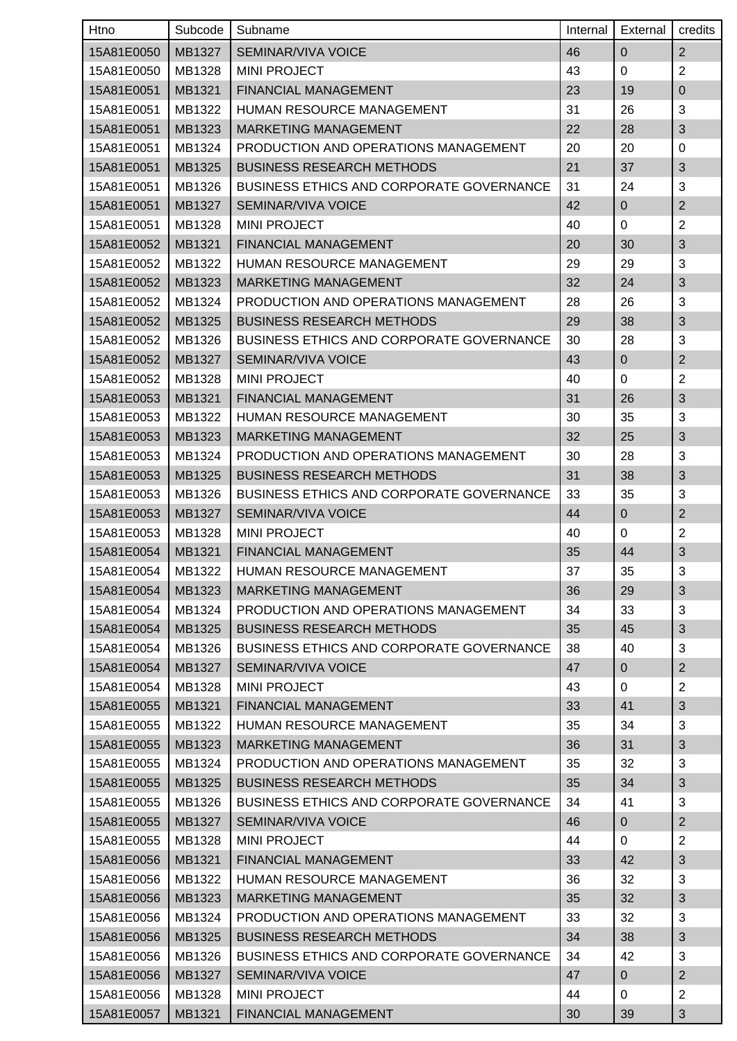| Htno | Subcode | Subname | Internal | External | credits |
|---|---|---|---|---|---|
| 15A81E0050 | MB1327 | SEMINAR/VIVA VOICE | 46 | 0 | 2 |
| 15A81E0050 | MB1328 | MINI PROJECT | 43 | 0 | 2 |
| 15A81E0051 | MB1321 | FINANCIAL MANAGEMENT | 23 | 19 | 0 |
| 15A81E0051 | MB1322 | HUMAN RESOURCE MANAGEMENT | 31 | 26 | 3 |
| 15A81E0051 | MB1323 | MARKETING MANAGEMENT | 22 | 28 | 3 |
| 15A81E0051 | MB1324 | PRODUCTION AND OPERATIONS MANAGEMENT | 20 | 20 | 0 |
| 15A81E0051 | MB1325 | BUSINESS RESEARCH METHODS | 21 | 37 | 3 |
| 15A81E0051 | MB1326 | BUSINESS ETHICS AND CORPORATE GOVERNANCE | 31 | 24 | 3 |
| 15A81E0051 | MB1327 | SEMINAR/VIVA VOICE | 42 | 0 | 2 |
| 15A81E0051 | MB1328 | MINI PROJECT | 40 | 0 | 2 |
| 15A81E0052 | MB1321 | FINANCIAL MANAGEMENT | 20 | 30 | 3 |
| 15A81E0052 | MB1322 | HUMAN RESOURCE MANAGEMENT | 29 | 29 | 3 |
| 15A81E0052 | MB1323 | MARKETING MANAGEMENT | 32 | 24 | 3 |
| 15A81E0052 | MB1324 | PRODUCTION AND OPERATIONS MANAGEMENT | 28 | 26 | 3 |
| 15A81E0052 | MB1325 | BUSINESS RESEARCH METHODS | 29 | 38 | 3 |
| 15A81E0052 | MB1326 | BUSINESS ETHICS AND CORPORATE GOVERNANCE | 30 | 28 | 3 |
| 15A81E0052 | MB1327 | SEMINAR/VIVA VOICE | 43 | 0 | 2 |
| 15A81E0052 | MB1328 | MINI PROJECT | 40 | 0 | 2 |
| 15A81E0053 | MB1321 | FINANCIAL MANAGEMENT | 31 | 26 | 3 |
| 15A81E0053 | MB1322 | HUMAN RESOURCE MANAGEMENT | 30 | 35 | 3 |
| 15A81E0053 | MB1323 | MARKETING MANAGEMENT | 32 | 25 | 3 |
| 15A81E0053 | MB1324 | PRODUCTION AND OPERATIONS MANAGEMENT | 30 | 28 | 3 |
| 15A81E0053 | MB1325 | BUSINESS RESEARCH METHODS | 31 | 38 | 3 |
| 15A81E0053 | MB1326 | BUSINESS ETHICS AND CORPORATE GOVERNANCE | 33 | 35 | 3 |
| 15A81E0053 | MB1327 | SEMINAR/VIVA VOICE | 44 | 0 | 2 |
| 15A81E0053 | MB1328 | MINI PROJECT | 40 | 0 | 2 |
| 15A81E0054 | MB1321 | FINANCIAL MANAGEMENT | 35 | 44 | 3 |
| 15A81E0054 | MB1322 | HUMAN RESOURCE MANAGEMENT | 37 | 35 | 3 |
| 15A81E0054 | MB1323 | MARKETING MANAGEMENT | 36 | 29 | 3 |
| 15A81E0054 | MB1324 | PRODUCTION AND OPERATIONS MANAGEMENT | 34 | 33 | 3 |
| 15A81E0054 | MB1325 | BUSINESS RESEARCH METHODS | 35 | 45 | 3 |
| 15A81E0054 | MB1326 | BUSINESS ETHICS AND CORPORATE GOVERNANCE | 38 | 40 | 3 |
| 15A81E0054 | MB1327 | SEMINAR/VIVA VOICE | 47 | 0 | 2 |
| 15A81E0054 | MB1328 | MINI PROJECT | 43 | 0 | 2 |
| 15A81E0055 | MB1321 | FINANCIAL MANAGEMENT | 33 | 41 | 3 |
| 15A81E0055 | MB1322 | HUMAN RESOURCE MANAGEMENT | 35 | 34 | 3 |
| 15A81E0055 | MB1323 | MARKETING MANAGEMENT | 36 | 31 | 3 |
| 15A81E0055 | MB1324 | PRODUCTION AND OPERATIONS MANAGEMENT | 35 | 32 | 3 |
| 15A81E0055 | MB1325 | BUSINESS RESEARCH METHODS | 35 | 34 | 3 |
| 15A81E0055 | MB1326 | BUSINESS ETHICS AND CORPORATE GOVERNANCE | 34 | 41 | 3 |
| 15A81E0055 | MB1327 | SEMINAR/VIVA VOICE | 46 | 0 | 2 |
| 15A81E0055 | MB1328 | MINI PROJECT | 44 | 0 | 2 |
| 15A81E0056 | MB1321 | FINANCIAL MANAGEMENT | 33 | 42 | 3 |
| 15A81E0056 | MB1322 | HUMAN RESOURCE MANAGEMENT | 36 | 32 | 3 |
| 15A81E0056 | MB1323 | MARKETING MANAGEMENT | 35 | 32 | 3 |
| 15A81E0056 | MB1324 | PRODUCTION AND OPERATIONS MANAGEMENT | 33 | 32 | 3 |
| 15A81E0056 | MB1325 | BUSINESS RESEARCH METHODS | 34 | 38 | 3 |
| 15A81E0056 | MB1326 | BUSINESS ETHICS AND CORPORATE GOVERNANCE | 34 | 42 | 3 |
| 15A81E0056 | MB1327 | SEMINAR/VIVA VOICE | 47 | 0 | 2 |
| 15A81E0056 | MB1328 | MINI PROJECT | 44 | 0 | 2 |
| 15A81E0057 | MB1321 | FINANCIAL MANAGEMENT | 30 | 39 | 3 |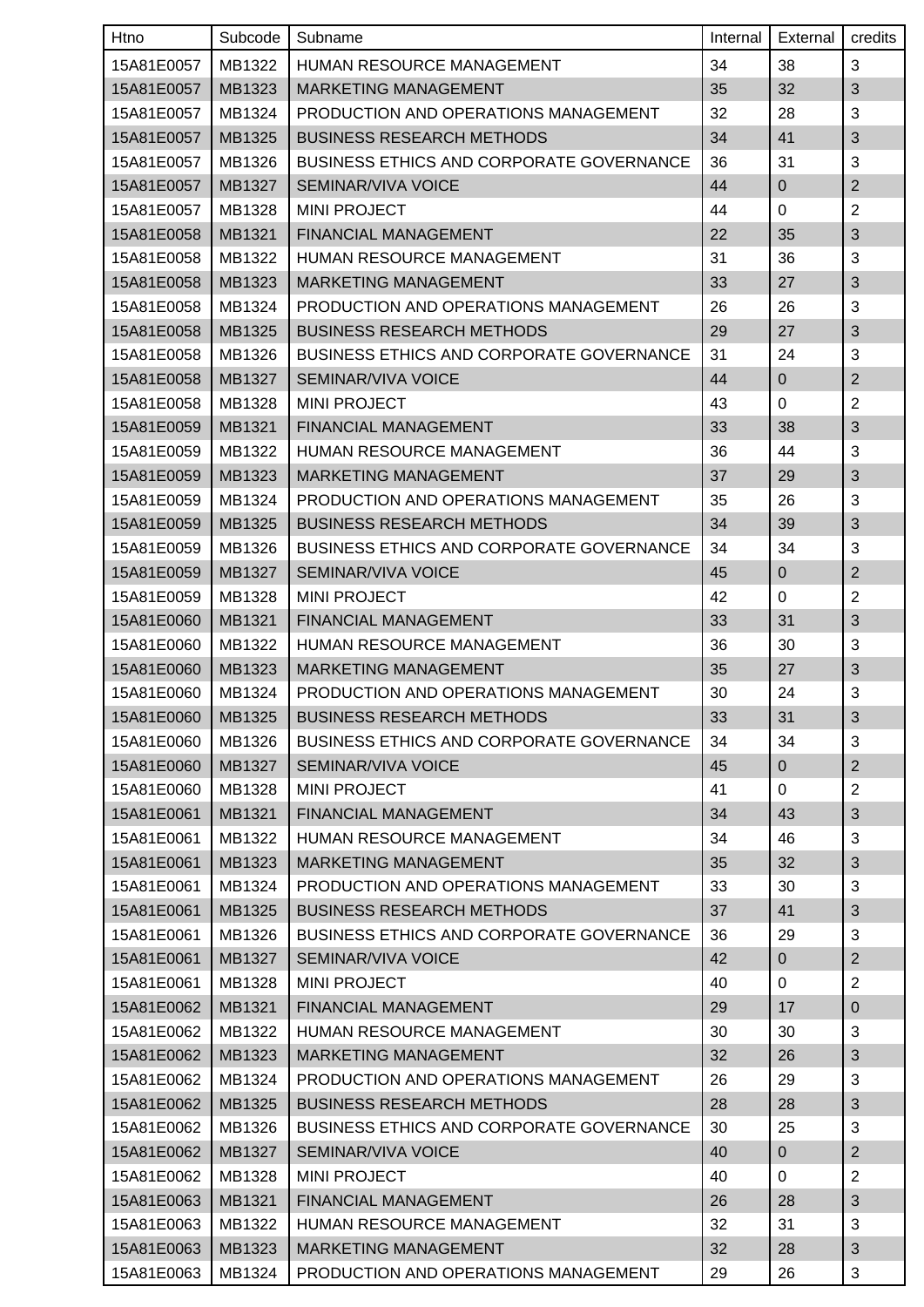| Htno | Subcode | Subname | Internal | External | credits |
|---|---|---|---|---|---|
| 15A81E0057 | MB1322 | HUMAN RESOURCE MANAGEMENT | 34 | 38 | 3 |
| 15A81E0057 | MB1323 | MARKETING MANAGEMENT | 35 | 32 | 3 |
| 15A81E0057 | MB1324 | PRODUCTION AND OPERATIONS MANAGEMENT | 32 | 28 | 3 |
| 15A81E0057 | MB1325 | BUSINESS RESEARCH METHODS | 34 | 41 | 3 |
| 15A81E0057 | MB1326 | BUSINESS ETHICS AND CORPORATE GOVERNANCE | 36 | 31 | 3 |
| 15A81E0057 | MB1327 | SEMINAR/VIVA VOICE | 44 | 0 | 2 |
| 15A81E0057 | MB1328 | MINI PROJECT | 44 | 0 | 2 |
| 15A81E0058 | MB1321 | FINANCIAL MANAGEMENT | 22 | 35 | 3 |
| 15A81E0058 | MB1322 | HUMAN RESOURCE MANAGEMENT | 31 | 36 | 3 |
| 15A81E0058 | MB1323 | MARKETING MANAGEMENT | 33 | 27 | 3 |
| 15A81E0058 | MB1324 | PRODUCTION AND OPERATIONS MANAGEMENT | 26 | 26 | 3 |
| 15A81E0058 | MB1325 | BUSINESS RESEARCH METHODS | 29 | 27 | 3 |
| 15A81E0058 | MB1326 | BUSINESS ETHICS AND CORPORATE GOVERNANCE | 31 | 24 | 3 |
| 15A81E0058 | MB1327 | SEMINAR/VIVA VOICE | 44 | 0 | 2 |
| 15A81E0058 | MB1328 | MINI PROJECT | 43 | 0 | 2 |
| 15A81E0059 | MB1321 | FINANCIAL MANAGEMENT | 33 | 38 | 3 |
| 15A81E0059 | MB1322 | HUMAN RESOURCE MANAGEMENT | 36 | 44 | 3 |
| 15A81E0059 | MB1323 | MARKETING MANAGEMENT | 37 | 29 | 3 |
| 15A81E0059 | MB1324 | PRODUCTION AND OPERATIONS MANAGEMENT | 35 | 26 | 3 |
| 15A81E0059 | MB1325 | BUSINESS RESEARCH METHODS | 34 | 39 | 3 |
| 15A81E0059 | MB1326 | BUSINESS ETHICS AND CORPORATE GOVERNANCE | 34 | 34 | 3 |
| 15A81E0059 | MB1327 | SEMINAR/VIVA VOICE | 45 | 0 | 2 |
| 15A81E0059 | MB1328 | MINI PROJECT | 42 | 0 | 2 |
| 15A81E0060 | MB1321 | FINANCIAL MANAGEMENT | 33 | 31 | 3 |
| 15A81E0060 | MB1322 | HUMAN RESOURCE MANAGEMENT | 36 | 30 | 3 |
| 15A81E0060 | MB1323 | MARKETING MANAGEMENT | 35 | 27 | 3 |
| 15A81E0060 | MB1324 | PRODUCTION AND OPERATIONS MANAGEMENT | 30 | 24 | 3 |
| 15A81E0060 | MB1325 | BUSINESS RESEARCH METHODS | 33 | 31 | 3 |
| 15A81E0060 | MB1326 | BUSINESS ETHICS AND CORPORATE GOVERNANCE | 34 | 34 | 3 |
| 15A81E0060 | MB1327 | SEMINAR/VIVA VOICE | 45 | 0 | 2 |
| 15A81E0060 | MB1328 | MINI PROJECT | 41 | 0 | 2 |
| 15A81E0061 | MB1321 | FINANCIAL MANAGEMENT | 34 | 43 | 3 |
| 15A81E0061 | MB1322 | HUMAN RESOURCE MANAGEMENT | 34 | 46 | 3 |
| 15A81E0061 | MB1323 | MARKETING MANAGEMENT | 35 | 32 | 3 |
| 15A81E0061 | MB1324 | PRODUCTION AND OPERATIONS MANAGEMENT | 33 | 30 | 3 |
| 15A81E0061 | MB1325 | BUSINESS RESEARCH METHODS | 37 | 41 | 3 |
| 15A81E0061 | MB1326 | BUSINESS ETHICS AND CORPORATE GOVERNANCE | 36 | 29 | 3 |
| 15A81E0061 | MB1327 | SEMINAR/VIVA VOICE | 42 | 0 | 2 |
| 15A81E0061 | MB1328 | MINI PROJECT | 40 | 0 | 2 |
| 15A81E0062 | MB1321 | FINANCIAL MANAGEMENT | 29 | 17 | 0 |
| 15A81E0062 | MB1322 | HUMAN RESOURCE MANAGEMENT | 30 | 30 | 3 |
| 15A81E0062 | MB1323 | MARKETING MANAGEMENT | 32 | 26 | 3 |
| 15A81E0062 | MB1324 | PRODUCTION AND OPERATIONS MANAGEMENT | 26 | 29 | 3 |
| 15A81E0062 | MB1325 | BUSINESS RESEARCH METHODS | 28 | 28 | 3 |
| 15A81E0062 | MB1326 | BUSINESS ETHICS AND CORPORATE GOVERNANCE | 30 | 25 | 3 |
| 15A81E0062 | MB1327 | SEMINAR/VIVA VOICE | 40 | 0 | 2 |
| 15A81E0062 | MB1328 | MINI PROJECT | 40 | 0 | 2 |
| 15A81E0063 | MB1321 | FINANCIAL MANAGEMENT | 26 | 28 | 3 |
| 15A81E0063 | MB1322 | HUMAN RESOURCE MANAGEMENT | 32 | 31 | 3 |
| 15A81E0063 | MB1323 | MARKETING MANAGEMENT | 32 | 28 | 3 |
| 15A81E0063 | MB1324 | PRODUCTION AND OPERATIONS MANAGEMENT | 29 | 26 | 3 |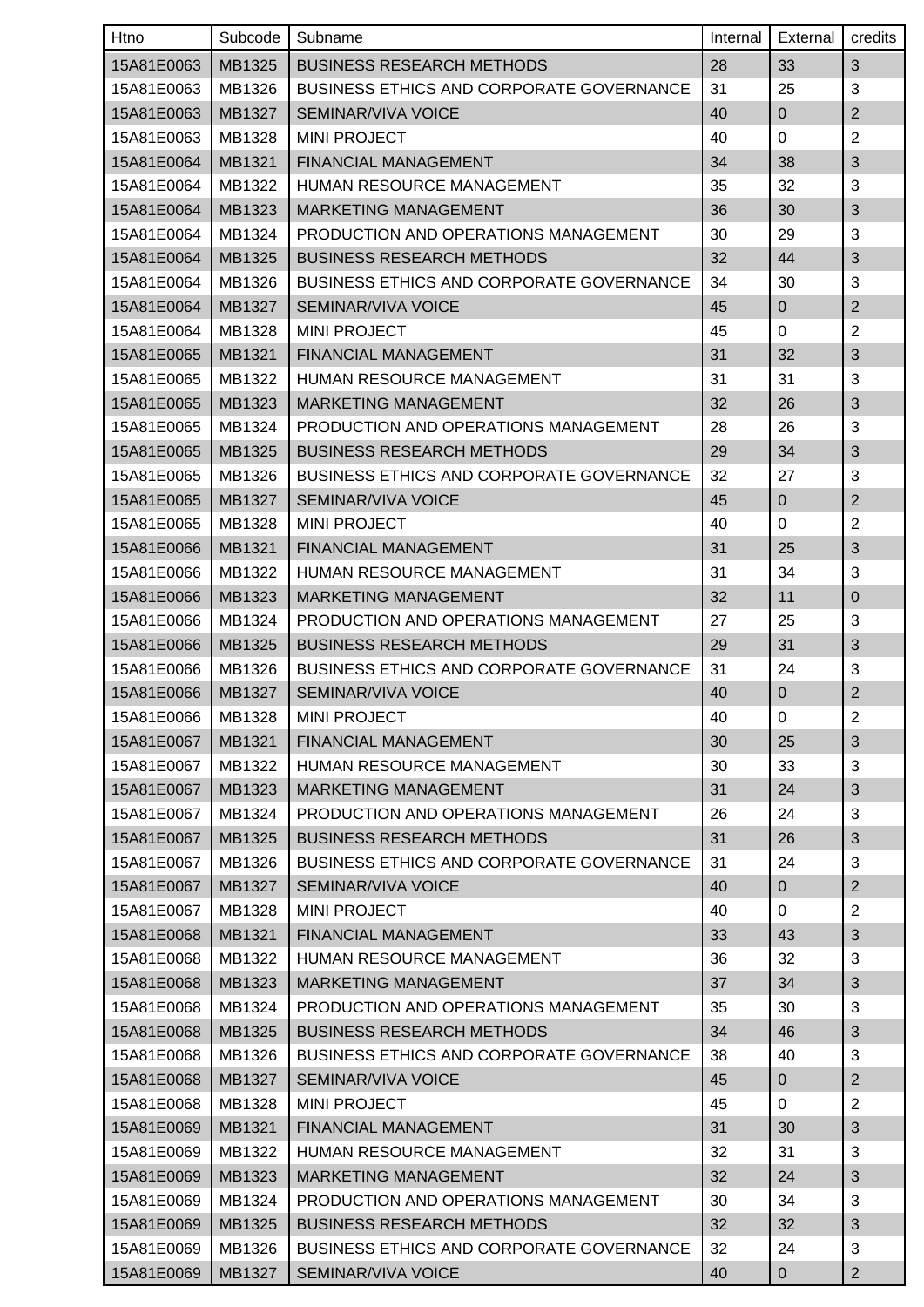| Htno | Subcode | Subname | Internal | External | credits |
|---|---|---|---|---|---|
| 15A81E0063 | MB1325 | BUSINESS RESEARCH METHODS | 28 | 33 | 3 |
| 15A81E0063 | MB1326 | BUSINESS ETHICS AND CORPORATE GOVERNANCE | 31 | 25 | 3 |
| 15A81E0063 | MB1327 | SEMINAR/VIVA VOICE | 40 | 0 | 2 |
| 15A81E0063 | MB1328 | MINI PROJECT | 40 | 0 | 2 |
| 15A81E0064 | MB1321 | FINANCIAL MANAGEMENT | 34 | 38 | 3 |
| 15A81E0064 | MB1322 | HUMAN RESOURCE MANAGEMENT | 35 | 32 | 3 |
| 15A81E0064 | MB1323 | MARKETING MANAGEMENT | 36 | 30 | 3 |
| 15A81E0064 | MB1324 | PRODUCTION AND OPERATIONS MANAGEMENT | 30 | 29 | 3 |
| 15A81E0064 | MB1325 | BUSINESS RESEARCH METHODS | 32 | 44 | 3 |
| 15A81E0064 | MB1326 | BUSINESS ETHICS AND CORPORATE GOVERNANCE | 34 | 30 | 3 |
| 15A81E0064 | MB1327 | SEMINAR/VIVA VOICE | 45 | 0 | 2 |
| 15A81E0064 | MB1328 | MINI PROJECT | 45 | 0 | 2 |
| 15A81E0065 | MB1321 | FINANCIAL MANAGEMENT | 31 | 32 | 3 |
| 15A81E0065 | MB1322 | HUMAN RESOURCE MANAGEMENT | 31 | 31 | 3 |
| 15A81E0065 | MB1323 | MARKETING MANAGEMENT | 32 | 26 | 3 |
| 15A81E0065 | MB1324 | PRODUCTION AND OPERATIONS MANAGEMENT | 28 | 26 | 3 |
| 15A81E0065 | MB1325 | BUSINESS RESEARCH METHODS | 29 | 34 | 3 |
| 15A81E0065 | MB1326 | BUSINESS ETHICS AND CORPORATE GOVERNANCE | 32 | 27 | 3 |
| 15A81E0065 | MB1327 | SEMINAR/VIVA VOICE | 45 | 0 | 2 |
| 15A81E0065 | MB1328 | MINI PROJECT | 40 | 0 | 2 |
| 15A81E0066 | MB1321 | FINANCIAL MANAGEMENT | 31 | 25 | 3 |
| 15A81E0066 | MB1322 | HUMAN RESOURCE MANAGEMENT | 31 | 34 | 3 |
| 15A81E0066 | MB1323 | MARKETING MANAGEMENT | 32 | 11 | 0 |
| 15A81E0066 | MB1324 | PRODUCTION AND OPERATIONS MANAGEMENT | 27 | 25 | 3 |
| 15A81E0066 | MB1325 | BUSINESS RESEARCH METHODS | 29 | 31 | 3 |
| 15A81E0066 | MB1326 | BUSINESS ETHICS AND CORPORATE GOVERNANCE | 31 | 24 | 3 |
| 15A81E0066 | MB1327 | SEMINAR/VIVA VOICE | 40 | 0 | 2 |
| 15A81E0066 | MB1328 | MINI PROJECT | 40 | 0 | 2 |
| 15A81E0067 | MB1321 | FINANCIAL MANAGEMENT | 30 | 25 | 3 |
| 15A81E0067 | MB1322 | HUMAN RESOURCE MANAGEMENT | 30 | 33 | 3 |
| 15A81E0067 | MB1323 | MARKETING MANAGEMENT | 31 | 24 | 3 |
| 15A81E0067 | MB1324 | PRODUCTION AND OPERATIONS MANAGEMENT | 26 | 24 | 3 |
| 15A81E0067 | MB1325 | BUSINESS RESEARCH METHODS | 31 | 26 | 3 |
| 15A81E0067 | MB1326 | BUSINESS ETHICS AND CORPORATE GOVERNANCE | 31 | 24 | 3 |
| 15A81E0067 | MB1327 | SEMINAR/VIVA VOICE | 40 | 0 | 2 |
| 15A81E0067 | MB1328 | MINI PROJECT | 40 | 0 | 2 |
| 15A81E0068 | MB1321 | FINANCIAL MANAGEMENT | 33 | 43 | 3 |
| 15A81E0068 | MB1322 | HUMAN RESOURCE MANAGEMENT | 36 | 32 | 3 |
| 15A81E0068 | MB1323 | MARKETING MANAGEMENT | 37 | 34 | 3 |
| 15A81E0068 | MB1324 | PRODUCTION AND OPERATIONS MANAGEMENT | 35 | 30 | 3 |
| 15A81E0068 | MB1325 | BUSINESS RESEARCH METHODS | 34 | 46 | 3 |
| 15A81E0068 | MB1326 | BUSINESS ETHICS AND CORPORATE GOVERNANCE | 38 | 40 | 3 |
| 15A81E0068 | MB1327 | SEMINAR/VIVA VOICE | 45 | 0 | 2 |
| 15A81E0068 | MB1328 | MINI PROJECT | 45 | 0 | 2 |
| 15A81E0069 | MB1321 | FINANCIAL MANAGEMENT | 31 | 30 | 3 |
| 15A81E0069 | MB1322 | HUMAN RESOURCE MANAGEMENT | 32 | 31 | 3 |
| 15A81E0069 | MB1323 | MARKETING MANAGEMENT | 32 | 24 | 3 |
| 15A81E0069 | MB1324 | PRODUCTION AND OPERATIONS MANAGEMENT | 30 | 34 | 3 |
| 15A81E0069 | MB1325 | BUSINESS RESEARCH METHODS | 32 | 32 | 3 |
| 15A81E0069 | MB1326 | BUSINESS ETHICS AND CORPORATE GOVERNANCE | 32 | 24 | 3 |
| 15A81E0069 | MB1327 | SEMINAR/VIVA VOICE | 40 | 0 | 2 |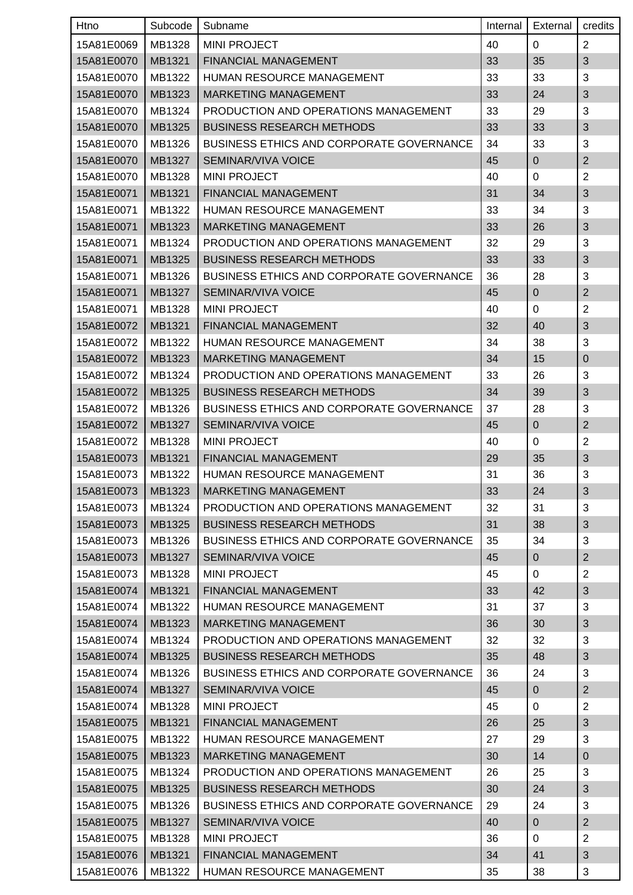| Htno | Subcode | Subname | Internal | External | credits |
|---|---|---|---|---|---|
| 15A81E0069 | MB1328 | MINI PROJECT | 40 | 0 | 2 |
| 15A81E0070 | MB1321 | FINANCIAL MANAGEMENT | 33 | 35 | 3 |
| 15A81E0070 | MB1322 | HUMAN RESOURCE MANAGEMENT | 33 | 33 | 3 |
| 15A81E0070 | MB1323 | MARKETING MANAGEMENT | 33 | 24 | 3 |
| 15A81E0070 | MB1324 | PRODUCTION AND OPERATIONS MANAGEMENT | 33 | 29 | 3 |
| 15A81E0070 | MB1325 | BUSINESS RESEARCH METHODS | 33 | 33 | 3 |
| 15A81E0070 | MB1326 | BUSINESS ETHICS AND CORPORATE GOVERNANCE | 34 | 33 | 3 |
| 15A81E0070 | MB1327 | SEMINAR/VIVA VOICE | 45 | 0 | 2 |
| 15A81E0070 | MB1328 | MINI PROJECT | 40 | 0 | 2 |
| 15A81E0071 | MB1321 | FINANCIAL MANAGEMENT | 31 | 34 | 3 |
| 15A81E0071 | MB1322 | HUMAN RESOURCE MANAGEMENT | 33 | 34 | 3 |
| 15A81E0071 | MB1323 | MARKETING MANAGEMENT | 33 | 26 | 3 |
| 15A81E0071 | MB1324 | PRODUCTION AND OPERATIONS MANAGEMENT | 32 | 29 | 3 |
| 15A81E0071 | MB1325 | BUSINESS RESEARCH METHODS | 33 | 33 | 3 |
| 15A81E0071 | MB1326 | BUSINESS ETHICS AND CORPORATE GOVERNANCE | 36 | 28 | 3 |
| 15A81E0071 | MB1327 | SEMINAR/VIVA VOICE | 45 | 0 | 2 |
| 15A81E0071 | MB1328 | MINI PROJECT | 40 | 0 | 2 |
| 15A81E0072 | MB1321 | FINANCIAL MANAGEMENT | 32 | 40 | 3 |
| 15A81E0072 | MB1322 | HUMAN RESOURCE MANAGEMENT | 34 | 38 | 3 |
| 15A81E0072 | MB1323 | MARKETING MANAGEMENT | 34 | 15 | 0 |
| 15A81E0072 | MB1324 | PRODUCTION AND OPERATIONS MANAGEMENT | 33 | 26 | 3 |
| 15A81E0072 | MB1325 | BUSINESS RESEARCH METHODS | 34 | 39 | 3 |
| 15A81E0072 | MB1326 | BUSINESS ETHICS AND CORPORATE GOVERNANCE | 37 | 28 | 3 |
| 15A81E0072 | MB1327 | SEMINAR/VIVA VOICE | 45 | 0 | 2 |
| 15A81E0072 | MB1328 | MINI PROJECT | 40 | 0 | 2 |
| 15A81E0073 | MB1321 | FINANCIAL MANAGEMENT | 29 | 35 | 3 |
| 15A81E0073 | MB1322 | HUMAN RESOURCE MANAGEMENT | 31 | 36 | 3 |
| 15A81E0073 | MB1323 | MARKETING MANAGEMENT | 33 | 24 | 3 |
| 15A81E0073 | MB1324 | PRODUCTION AND OPERATIONS MANAGEMENT | 32 | 31 | 3 |
| 15A81E0073 | MB1325 | BUSINESS RESEARCH METHODS | 31 | 38 | 3 |
| 15A81E0073 | MB1326 | BUSINESS ETHICS AND CORPORATE GOVERNANCE | 35 | 34 | 3 |
| 15A81E0073 | MB1327 | SEMINAR/VIVA VOICE | 45 | 0 | 2 |
| 15A81E0073 | MB1328 | MINI PROJECT | 45 | 0 | 2 |
| 15A81E0074 | MB1321 | FINANCIAL MANAGEMENT | 33 | 42 | 3 |
| 15A81E0074 | MB1322 | HUMAN RESOURCE MANAGEMENT | 31 | 37 | 3 |
| 15A81E0074 | MB1323 | MARKETING MANAGEMENT | 36 | 30 | 3 |
| 15A81E0074 | MB1324 | PRODUCTION AND OPERATIONS MANAGEMENT | 32 | 32 | 3 |
| 15A81E0074 | MB1325 | BUSINESS RESEARCH METHODS | 35 | 48 | 3 |
| 15A81E0074 | MB1326 | BUSINESS ETHICS AND CORPORATE GOVERNANCE | 36 | 24 | 3 |
| 15A81E0074 | MB1327 | SEMINAR/VIVA VOICE | 45 | 0 | 2 |
| 15A81E0074 | MB1328 | MINI PROJECT | 45 | 0 | 2 |
| 15A81E0075 | MB1321 | FINANCIAL MANAGEMENT | 26 | 25 | 3 |
| 15A81E0075 | MB1322 | HUMAN RESOURCE MANAGEMENT | 27 | 29 | 3 |
| 15A81E0075 | MB1323 | MARKETING MANAGEMENT | 30 | 14 | 0 |
| 15A81E0075 | MB1324 | PRODUCTION AND OPERATIONS MANAGEMENT | 26 | 25 | 3 |
| 15A81E0075 | MB1325 | BUSINESS RESEARCH METHODS | 30 | 24 | 3 |
| 15A81E0075 | MB1326 | BUSINESS ETHICS AND CORPORATE GOVERNANCE | 29 | 24 | 3 |
| 15A81E0075 | MB1327 | SEMINAR/VIVA VOICE | 40 | 0 | 2 |
| 15A81E0075 | MB1328 | MINI PROJECT | 36 | 0 | 2 |
| 15A81E0076 | MB1321 | FINANCIAL MANAGEMENT | 34 | 41 | 3 |
| 15A81E0076 | MB1322 | HUMAN RESOURCE MANAGEMENT | 35 | 38 | 3 |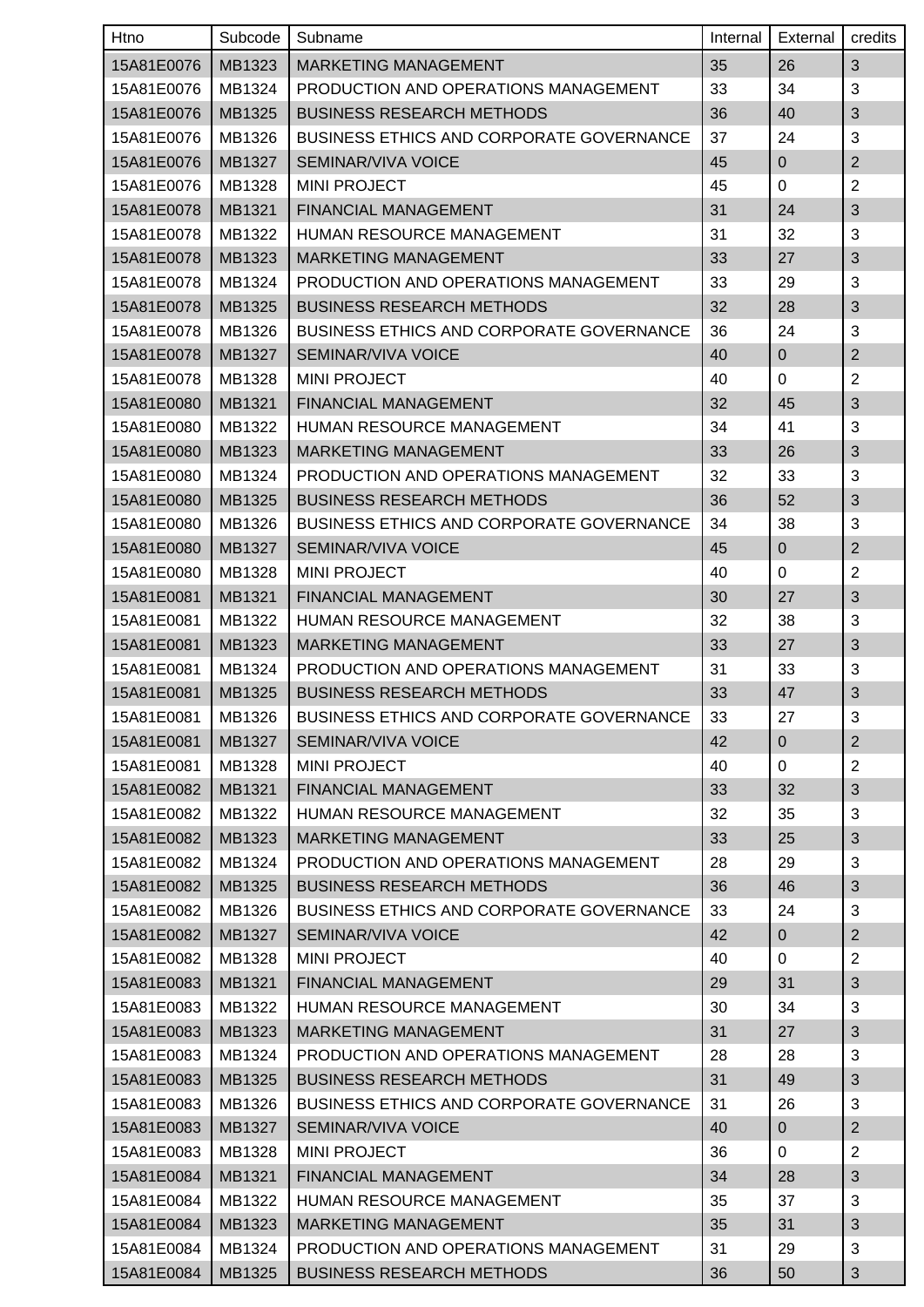| Htno | Subcode | Subname | Internal | External | credits |
| --- | --- | --- | --- | --- | --- |
| 15A81E0076 | MB1323 | MARKETING MANAGEMENT | 35 | 26 | 3 |
| 15A81E0076 | MB1324 | PRODUCTION AND OPERATIONS MANAGEMENT | 33 | 34 | 3 |
| 15A81E0076 | MB1325 | BUSINESS RESEARCH METHODS | 36 | 40 | 3 |
| 15A81E0076 | MB1326 | BUSINESS ETHICS AND CORPORATE GOVERNANCE | 37 | 24 | 3 |
| 15A81E0076 | MB1327 | SEMINAR/VIVA VOICE | 45 | 0 | 2 |
| 15A81E0076 | MB1328 | MINI PROJECT | 45 | 0 | 2 |
| 15A81E0078 | MB1321 | FINANCIAL MANAGEMENT | 31 | 24 | 3 |
| 15A81E0078 | MB1322 | HUMAN RESOURCE MANAGEMENT | 31 | 32 | 3 |
| 15A81E0078 | MB1323 | MARKETING MANAGEMENT | 33 | 27 | 3 |
| 15A81E0078 | MB1324 | PRODUCTION AND OPERATIONS MANAGEMENT | 33 | 29 | 3 |
| 15A81E0078 | MB1325 | BUSINESS RESEARCH METHODS | 32 | 28 | 3 |
| 15A81E0078 | MB1326 | BUSINESS ETHICS AND CORPORATE GOVERNANCE | 36 | 24 | 3 |
| 15A81E0078 | MB1327 | SEMINAR/VIVA VOICE | 40 | 0 | 2 |
| 15A81E0078 | MB1328 | MINI PROJECT | 40 | 0 | 2 |
| 15A81E0080 | MB1321 | FINANCIAL MANAGEMENT | 32 | 45 | 3 |
| 15A81E0080 | MB1322 | HUMAN RESOURCE MANAGEMENT | 34 | 41 | 3 |
| 15A81E0080 | MB1323 | MARKETING MANAGEMENT | 33 | 26 | 3 |
| 15A81E0080 | MB1324 | PRODUCTION AND OPERATIONS MANAGEMENT | 32 | 33 | 3 |
| 15A81E0080 | MB1325 | BUSINESS RESEARCH METHODS | 36 | 52 | 3 |
| 15A81E0080 | MB1326 | BUSINESS ETHICS AND CORPORATE GOVERNANCE | 34 | 38 | 3 |
| 15A81E0080 | MB1327 | SEMINAR/VIVA VOICE | 45 | 0 | 2 |
| 15A81E0080 | MB1328 | MINI PROJECT | 40 | 0 | 2 |
| 15A81E0081 | MB1321 | FINANCIAL MANAGEMENT | 30 | 27 | 3 |
| 15A81E0081 | MB1322 | HUMAN RESOURCE MANAGEMENT | 32 | 38 | 3 |
| 15A81E0081 | MB1323 | MARKETING MANAGEMENT | 33 | 27 | 3 |
| 15A81E0081 | MB1324 | PRODUCTION AND OPERATIONS MANAGEMENT | 31 | 33 | 3 |
| 15A81E0081 | MB1325 | BUSINESS RESEARCH METHODS | 33 | 47 | 3 |
| 15A81E0081 | MB1326 | BUSINESS ETHICS AND CORPORATE GOVERNANCE | 33 | 27 | 3 |
| 15A81E0081 | MB1327 | SEMINAR/VIVA VOICE | 42 | 0 | 2 |
| 15A81E0081 | MB1328 | MINI PROJECT | 40 | 0 | 2 |
| 15A81E0082 | MB1321 | FINANCIAL MANAGEMENT | 33 | 32 | 3 |
| 15A81E0082 | MB1322 | HUMAN RESOURCE MANAGEMENT | 32 | 35 | 3 |
| 15A81E0082 | MB1323 | MARKETING MANAGEMENT | 33 | 25 | 3 |
| 15A81E0082 | MB1324 | PRODUCTION AND OPERATIONS MANAGEMENT | 28 | 29 | 3 |
| 15A81E0082 | MB1325 | BUSINESS RESEARCH METHODS | 36 | 46 | 3 |
| 15A81E0082 | MB1326 | BUSINESS ETHICS AND CORPORATE GOVERNANCE | 33 | 24 | 3 |
| 15A81E0082 | MB1327 | SEMINAR/VIVA VOICE | 42 | 0 | 2 |
| 15A81E0082 | MB1328 | MINI PROJECT | 40 | 0 | 2 |
| 15A81E0083 | MB1321 | FINANCIAL MANAGEMENT | 29 | 31 | 3 |
| 15A81E0083 | MB1322 | HUMAN RESOURCE MANAGEMENT | 30 | 34 | 3 |
| 15A81E0083 | MB1323 | MARKETING MANAGEMENT | 31 | 27 | 3 |
| 15A81E0083 | MB1324 | PRODUCTION AND OPERATIONS MANAGEMENT | 28 | 28 | 3 |
| 15A81E0083 | MB1325 | BUSINESS RESEARCH METHODS | 31 | 49 | 3 |
| 15A81E0083 | MB1326 | BUSINESS ETHICS AND CORPORATE GOVERNANCE | 31 | 26 | 3 |
| 15A81E0083 | MB1327 | SEMINAR/VIVA VOICE | 40 | 0 | 2 |
| 15A81E0083 | MB1328 | MINI PROJECT | 36 | 0 | 2 |
| 15A81E0084 | MB1321 | FINANCIAL MANAGEMENT | 34 | 28 | 3 |
| 15A81E0084 | MB1322 | HUMAN RESOURCE MANAGEMENT | 35 | 37 | 3 |
| 15A81E0084 | MB1323 | MARKETING MANAGEMENT | 35 | 31 | 3 |
| 15A81E0084 | MB1324 | PRODUCTION AND OPERATIONS MANAGEMENT | 31 | 29 | 3 |
| 15A81E0084 | MB1325 | BUSINESS RESEARCH METHODS | 36 | 50 | 3 |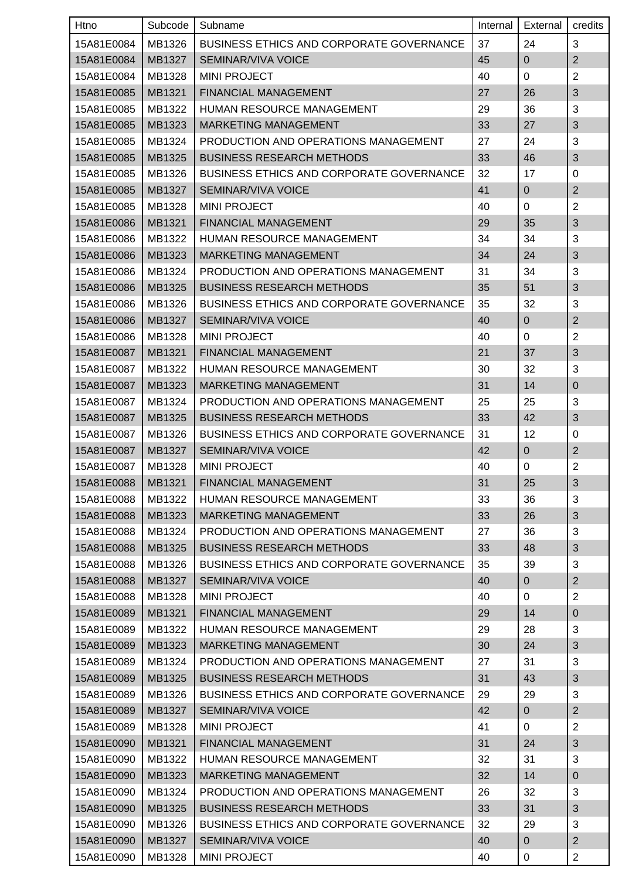| Htno | Subcode | Subname | Internal | External | credits |
|---|---|---|---|---|---|
| 15A81E0084 | MB1326 | BUSINESS ETHICS AND CORPORATE GOVERNANCE | 37 | 24 | 3 |
| 15A81E0084 | MB1327 | SEMINAR/VIVA VOICE | 45 | 0 | 2 |
| 15A81E0084 | MB1328 | MINI PROJECT | 40 | 0 | 2 |
| 15A81E0085 | MB1321 | FINANCIAL MANAGEMENT | 27 | 26 | 3 |
| 15A81E0085 | MB1322 | HUMAN RESOURCE MANAGEMENT | 29 | 36 | 3 |
| 15A81E0085 | MB1323 | MARKETING MANAGEMENT | 33 | 27 | 3 |
| 15A81E0085 | MB1324 | PRODUCTION AND OPERATIONS MANAGEMENT | 27 | 24 | 3 |
| 15A81E0085 | MB1325 | BUSINESS RESEARCH METHODS | 33 | 46 | 3 |
| 15A81E0085 | MB1326 | BUSINESS ETHICS AND CORPORATE GOVERNANCE | 32 | 17 | 0 |
| 15A81E0085 | MB1327 | SEMINAR/VIVA VOICE | 41 | 0 | 2 |
| 15A81E0085 | MB1328 | MINI PROJECT | 40 | 0 | 2 |
| 15A81E0086 | MB1321 | FINANCIAL MANAGEMENT | 29 | 35 | 3 |
| 15A81E0086 | MB1322 | HUMAN RESOURCE MANAGEMENT | 34 | 34 | 3 |
| 15A81E0086 | MB1323 | MARKETING MANAGEMENT | 34 | 24 | 3 |
| 15A81E0086 | MB1324 | PRODUCTION AND OPERATIONS MANAGEMENT | 31 | 34 | 3 |
| 15A81E0086 | MB1325 | BUSINESS RESEARCH METHODS | 35 | 51 | 3 |
| 15A81E0086 | MB1326 | BUSINESS ETHICS AND CORPORATE GOVERNANCE | 35 | 32 | 3 |
| 15A81E0086 | MB1327 | SEMINAR/VIVA VOICE | 40 | 0 | 2 |
| 15A81E0086 | MB1328 | MINI PROJECT | 40 | 0 | 2 |
| 15A81E0087 | MB1321 | FINANCIAL MANAGEMENT | 21 | 37 | 3 |
| 15A81E0087 | MB1322 | HUMAN RESOURCE MANAGEMENT | 30 | 32 | 3 |
| 15A81E0087 | MB1323 | MARKETING MANAGEMENT | 31 | 14 | 0 |
| 15A81E0087 | MB1324 | PRODUCTION AND OPERATIONS MANAGEMENT | 25 | 25 | 3 |
| 15A81E0087 | MB1325 | BUSINESS RESEARCH METHODS | 33 | 42 | 3 |
| 15A81E0087 | MB1326 | BUSINESS ETHICS AND CORPORATE GOVERNANCE | 31 | 12 | 0 |
| 15A81E0087 | MB1327 | SEMINAR/VIVA VOICE | 42 | 0 | 2 |
| 15A81E0087 | MB1328 | MINI PROJECT | 40 | 0 | 2 |
| 15A81E0088 | MB1321 | FINANCIAL MANAGEMENT | 31 | 25 | 3 |
| 15A81E0088 | MB1322 | HUMAN RESOURCE MANAGEMENT | 33 | 36 | 3 |
| 15A81E0088 | MB1323 | MARKETING MANAGEMENT | 33 | 26 | 3 |
| 15A81E0088 | MB1324 | PRODUCTION AND OPERATIONS MANAGEMENT | 27 | 36 | 3 |
| 15A81E0088 | MB1325 | BUSINESS RESEARCH METHODS | 33 | 48 | 3 |
| 15A81E0088 | MB1326 | BUSINESS ETHICS AND CORPORATE GOVERNANCE | 35 | 39 | 3 |
| 15A81E0088 | MB1327 | SEMINAR/VIVA VOICE | 40 | 0 | 2 |
| 15A81E0088 | MB1328 | MINI PROJECT | 40 | 0 | 2 |
| 15A81E0089 | MB1321 | FINANCIAL MANAGEMENT | 29 | 14 | 0 |
| 15A81E0089 | MB1322 | HUMAN RESOURCE MANAGEMENT | 29 | 28 | 3 |
| 15A81E0089 | MB1323 | MARKETING MANAGEMENT | 30 | 24 | 3 |
| 15A81E0089 | MB1324 | PRODUCTION AND OPERATIONS MANAGEMENT | 27 | 31 | 3 |
| 15A81E0089 | MB1325 | BUSINESS RESEARCH METHODS | 31 | 43 | 3 |
| 15A81E0089 | MB1326 | BUSINESS ETHICS AND CORPORATE GOVERNANCE | 29 | 29 | 3 |
| 15A81E0089 | MB1327 | SEMINAR/VIVA VOICE | 42 | 0 | 2 |
| 15A81E0089 | MB1328 | MINI PROJECT | 41 | 0 | 2 |
| 15A81E0090 | MB1321 | FINANCIAL MANAGEMENT | 31 | 24 | 3 |
| 15A81E0090 | MB1322 | HUMAN RESOURCE MANAGEMENT | 32 | 31 | 3 |
| 15A81E0090 | MB1323 | MARKETING MANAGEMENT | 32 | 14 | 0 |
| 15A81E0090 | MB1324 | PRODUCTION AND OPERATIONS MANAGEMENT | 26 | 32 | 3 |
| 15A81E0090 | MB1325 | BUSINESS RESEARCH METHODS | 33 | 31 | 3 |
| 15A81E0090 | MB1326 | BUSINESS ETHICS AND CORPORATE GOVERNANCE | 32 | 29 | 3 |
| 15A81E0090 | MB1327 | SEMINAR/VIVA VOICE | 40 | 0 | 2 |
| 15A81E0090 | MB1328 | MINI PROJECT | 40 | 0 | 2 |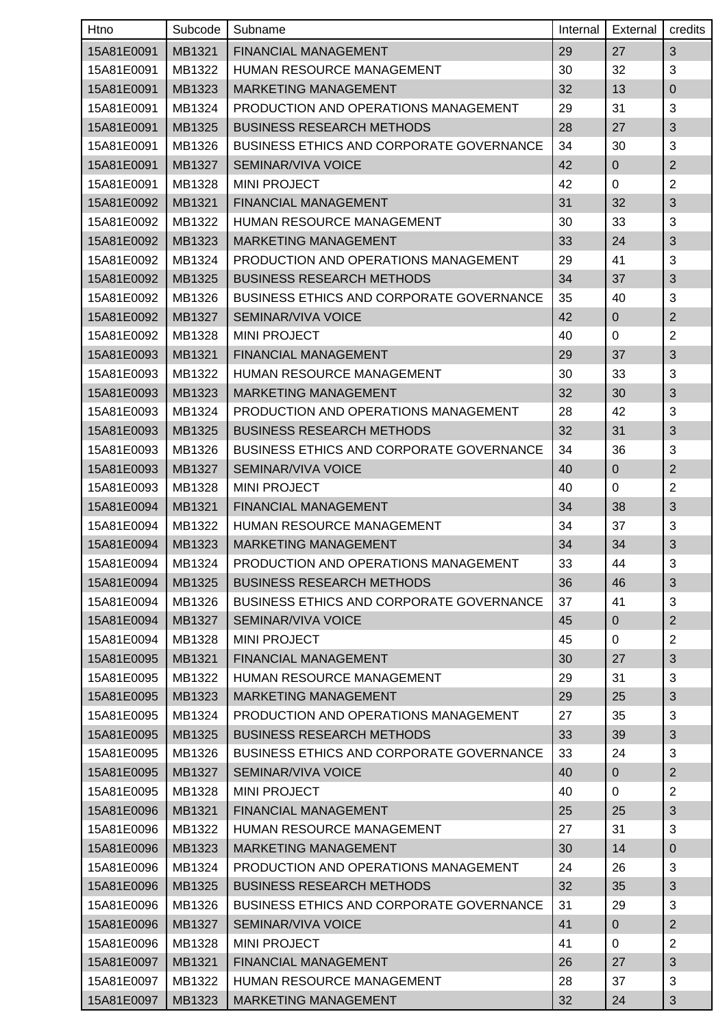| Htno | Subcode | Subname | Internal | External | credits |
|---|---|---|---|---|---|
| 15A81E0091 | MB1321 | FINANCIAL MANAGEMENT | 29 | 27 | 3 |
| 15A81E0091 | MB1322 | HUMAN RESOURCE MANAGEMENT | 30 | 32 | 3 |
| 15A81E0091 | MB1323 | MARKETING MANAGEMENT | 32 | 13 | 0 |
| 15A81E0091 | MB1324 | PRODUCTION AND OPERATIONS MANAGEMENT | 29 | 31 | 3 |
| 15A81E0091 | MB1325 | BUSINESS RESEARCH METHODS | 28 | 27 | 3 |
| 15A81E0091 | MB1326 | BUSINESS ETHICS AND CORPORATE GOVERNANCE | 34 | 30 | 3 |
| 15A81E0091 | MB1327 | SEMINAR/VIVA VOICE | 42 | 0 | 2 |
| 15A81E0091 | MB1328 | MINI PROJECT | 42 | 0 | 2 |
| 15A81E0092 | MB1321 | FINANCIAL MANAGEMENT | 31 | 32 | 3 |
| 15A81E0092 | MB1322 | HUMAN RESOURCE MANAGEMENT | 30 | 33 | 3 |
| 15A81E0092 | MB1323 | MARKETING MANAGEMENT | 33 | 24 | 3 |
| 15A81E0092 | MB1324 | PRODUCTION AND OPERATIONS MANAGEMENT | 29 | 41 | 3 |
| 15A81E0092 | MB1325 | BUSINESS RESEARCH METHODS | 34 | 37 | 3 |
| 15A81E0092 | MB1326 | BUSINESS ETHICS AND CORPORATE GOVERNANCE | 35 | 40 | 3 |
| 15A81E0092 | MB1327 | SEMINAR/VIVA VOICE | 42 | 0 | 2 |
| 15A81E0092 | MB1328 | MINI PROJECT | 40 | 0 | 2 |
| 15A81E0093 | MB1321 | FINANCIAL MANAGEMENT | 29 | 37 | 3 |
| 15A81E0093 | MB1322 | HUMAN RESOURCE MANAGEMENT | 30 | 33 | 3 |
| 15A81E0093 | MB1323 | MARKETING MANAGEMENT | 32 | 30 | 3 |
| 15A81E0093 | MB1324 | PRODUCTION AND OPERATIONS MANAGEMENT | 28 | 42 | 3 |
| 15A81E0093 | MB1325 | BUSINESS RESEARCH METHODS | 32 | 31 | 3 |
| 15A81E0093 | MB1326 | BUSINESS ETHICS AND CORPORATE GOVERNANCE | 34 | 36 | 3 |
| 15A81E0093 | MB1327 | SEMINAR/VIVA VOICE | 40 | 0 | 2 |
| 15A81E0093 | MB1328 | MINI PROJECT | 40 | 0 | 2 |
| 15A81E0094 | MB1321 | FINANCIAL MANAGEMENT | 34 | 38 | 3 |
| 15A81E0094 | MB1322 | HUMAN RESOURCE MANAGEMENT | 34 | 37 | 3 |
| 15A81E0094 | MB1323 | MARKETING MANAGEMENT | 34 | 34 | 3 |
| 15A81E0094 | MB1324 | PRODUCTION AND OPERATIONS MANAGEMENT | 33 | 44 | 3 |
| 15A81E0094 | MB1325 | BUSINESS RESEARCH METHODS | 36 | 46 | 3 |
| 15A81E0094 | MB1326 | BUSINESS ETHICS AND CORPORATE GOVERNANCE | 37 | 41 | 3 |
| 15A81E0094 | MB1327 | SEMINAR/VIVA VOICE | 45 | 0 | 2 |
| 15A81E0094 | MB1328 | MINI PROJECT | 45 | 0 | 2 |
| 15A81E0095 | MB1321 | FINANCIAL MANAGEMENT | 30 | 27 | 3 |
| 15A81E0095 | MB1322 | HUMAN RESOURCE MANAGEMENT | 29 | 31 | 3 |
| 15A81E0095 | MB1323 | MARKETING MANAGEMENT | 29 | 25 | 3 |
| 15A81E0095 | MB1324 | PRODUCTION AND OPERATIONS MANAGEMENT | 27 | 35 | 3 |
| 15A81E0095 | MB1325 | BUSINESS RESEARCH METHODS | 33 | 39 | 3 |
| 15A81E0095 | MB1326 | BUSINESS ETHICS AND CORPORATE GOVERNANCE | 33 | 24 | 3 |
| 15A81E0095 | MB1327 | SEMINAR/VIVA VOICE | 40 | 0 | 2 |
| 15A81E0095 | MB1328 | MINI PROJECT | 40 | 0 | 2 |
| 15A81E0096 | MB1321 | FINANCIAL MANAGEMENT | 25 | 25 | 3 |
| 15A81E0096 | MB1322 | HUMAN RESOURCE MANAGEMENT | 27 | 31 | 3 |
| 15A81E0096 | MB1323 | MARKETING MANAGEMENT | 30 | 14 | 0 |
| 15A81E0096 | MB1324 | PRODUCTION AND OPERATIONS MANAGEMENT | 24 | 26 | 3 |
| 15A81E0096 | MB1325 | BUSINESS RESEARCH METHODS | 32 | 35 | 3 |
| 15A81E0096 | MB1326 | BUSINESS ETHICS AND CORPORATE GOVERNANCE | 31 | 29 | 3 |
| 15A81E0096 | MB1327 | SEMINAR/VIVA VOICE | 41 | 0 | 2 |
| 15A81E0096 | MB1328 | MINI PROJECT | 41 | 0 | 2 |
| 15A81E0097 | MB1321 | FINANCIAL MANAGEMENT | 26 | 27 | 3 |
| 15A81E0097 | MB1322 | HUMAN RESOURCE MANAGEMENT | 28 | 37 | 3 |
| 15A81E0097 | MB1323 | MARKETING MANAGEMENT | 32 | 24 | 3 |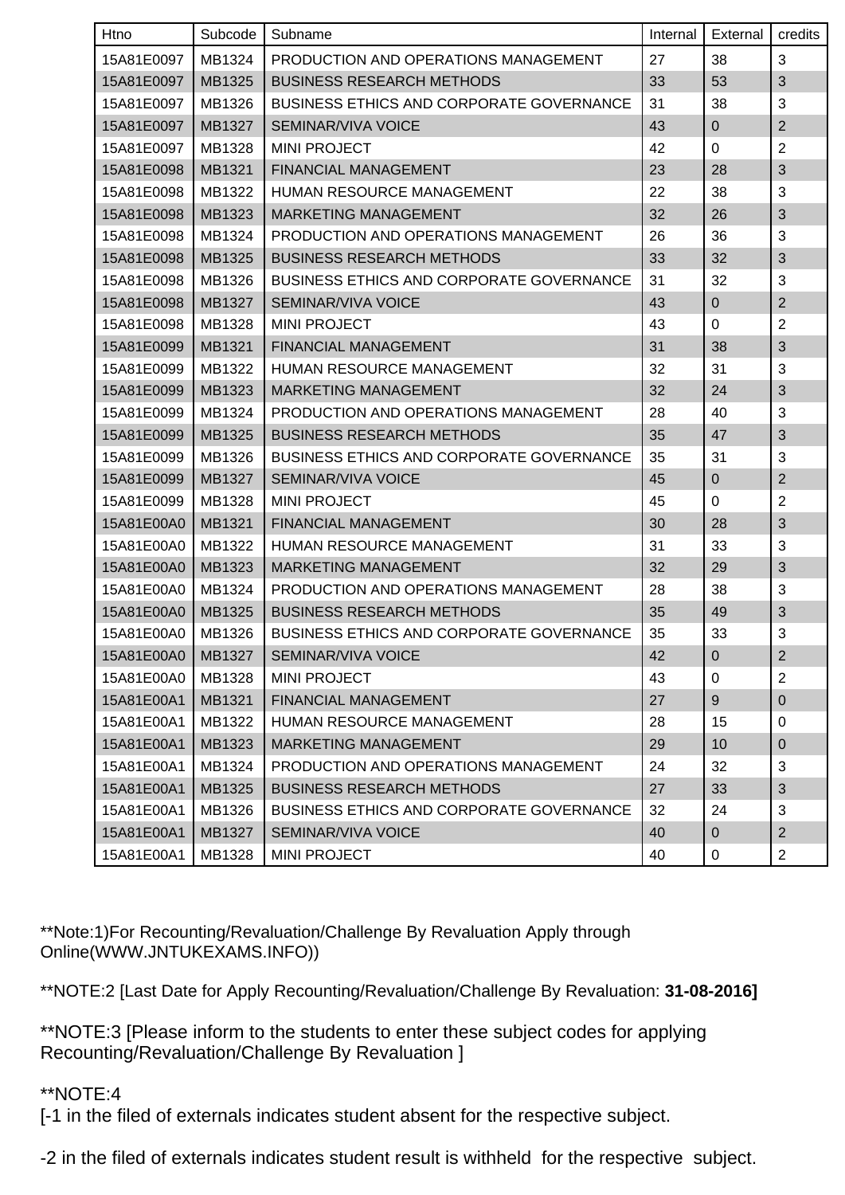| Htno | Subcode | Subname | Internal | External | credits |
|---|---|---|---|---|---|
| 15A81E0097 | MB1324 | PRODUCTION AND OPERATIONS MANAGEMENT | 27 | 38 | 3 |
| 15A81E0097 | MB1325 | BUSINESS RESEARCH METHODS | 33 | 53 | 3 |
| 15A81E0097 | MB1326 | BUSINESS ETHICS AND CORPORATE GOVERNANCE | 31 | 38 | 3 |
| 15A81E0097 | MB1327 | SEMINAR/VIVA VOICE | 43 | 0 | 2 |
| 15A81E0097 | MB1328 | MINI PROJECT | 42 | 0 | 2 |
| 15A81E0098 | MB1321 | FINANCIAL MANAGEMENT | 23 | 28 | 3 |
| 15A81E0098 | MB1322 | HUMAN RESOURCE MANAGEMENT | 22 | 38 | 3 |
| 15A81E0098 | MB1323 | MARKETING MANAGEMENT | 32 | 26 | 3 |
| 15A81E0098 | MB1324 | PRODUCTION AND OPERATIONS MANAGEMENT | 26 | 36 | 3 |
| 15A81E0098 | MB1325 | BUSINESS RESEARCH METHODS | 33 | 32 | 3 |
| 15A81E0098 | MB1326 | BUSINESS ETHICS AND CORPORATE GOVERNANCE | 31 | 32 | 3 |
| 15A81E0098 | MB1327 | SEMINAR/VIVA VOICE | 43 | 0 | 2 |
| 15A81E0098 | MB1328 | MINI PROJECT | 43 | 0 | 2 |
| 15A81E0099 | MB1321 | FINANCIAL MANAGEMENT | 31 | 38 | 3 |
| 15A81E0099 | MB1322 | HUMAN RESOURCE MANAGEMENT | 32 | 31 | 3 |
| 15A81E0099 | MB1323 | MARKETING MANAGEMENT | 32 | 24 | 3 |
| 15A81E0099 | MB1324 | PRODUCTION AND OPERATIONS MANAGEMENT | 28 | 40 | 3 |
| 15A81E0099 | MB1325 | BUSINESS RESEARCH METHODS | 35 | 47 | 3 |
| 15A81E0099 | MB1326 | BUSINESS ETHICS AND CORPORATE GOVERNANCE | 35 | 31 | 3 |
| 15A81E0099 | MB1327 | SEMINAR/VIVA VOICE | 45 | 0 | 2 |
| 15A81E0099 | MB1328 | MINI PROJECT | 45 | 0 | 2 |
| 15A81E00A0 | MB1321 | FINANCIAL MANAGEMENT | 30 | 28 | 3 |
| 15A81E00A0 | MB1322 | HUMAN RESOURCE MANAGEMENT | 31 | 33 | 3 |
| 15A81E00A0 | MB1323 | MARKETING MANAGEMENT | 32 | 29 | 3 |
| 15A81E00A0 | MB1324 | PRODUCTION AND OPERATIONS MANAGEMENT | 28 | 38 | 3 |
| 15A81E00A0 | MB1325 | BUSINESS RESEARCH METHODS | 35 | 49 | 3 |
| 15A81E00A0 | MB1326 | BUSINESS ETHICS AND CORPORATE GOVERNANCE | 35 | 33 | 3 |
| 15A81E00A0 | MB1327 | SEMINAR/VIVA VOICE | 42 | 0 | 2 |
| 15A81E00A0 | MB1328 | MINI PROJECT | 43 | 0 | 2 |
| 15A81E00A1 | MB1321 | FINANCIAL MANAGEMENT | 27 | 9 | 0 |
| 15A81E00A1 | MB1322 | HUMAN RESOURCE MANAGEMENT | 28 | 15 | 0 |
| 15A81E00A1 | MB1323 | MARKETING MANAGEMENT | 29 | 10 | 0 |
| 15A81E00A1 | MB1324 | PRODUCTION AND OPERATIONS MANAGEMENT | 24 | 32 | 3 |
| 15A81E00A1 | MB1325 | BUSINESS RESEARCH METHODS | 27 | 33 | 3 |
| 15A81E00A1 | MB1326 | BUSINESS ETHICS AND CORPORATE GOVERNANCE | 32 | 24 | 3 |
| 15A81E00A1 | MB1327 | SEMINAR/VIVA VOICE | 40 | 0 | 2 |
| 15A81E00A1 | MB1328 | MINI PROJECT | 40 | 0 | 2 |

**Note:1)For Recounting/Revaluation/Challenge By Revaluation Apply through Online(WWW.JNTUKEXAMS.INFO))

**NOTE:2 [Last Date for Apply Recounting/Revaluation/Challenge By Revaluation: **31-08-2016]**

**NOTE:3 [Please inform to the students to enter these subject codes for applying Recounting/Revaluation/Challenge By Revaluation ]

**NOTE:4
[-1 in the filed of externals indicates student absent for the respective subject.

-2 in the filed of externals indicates student result is withheld for the respective subject.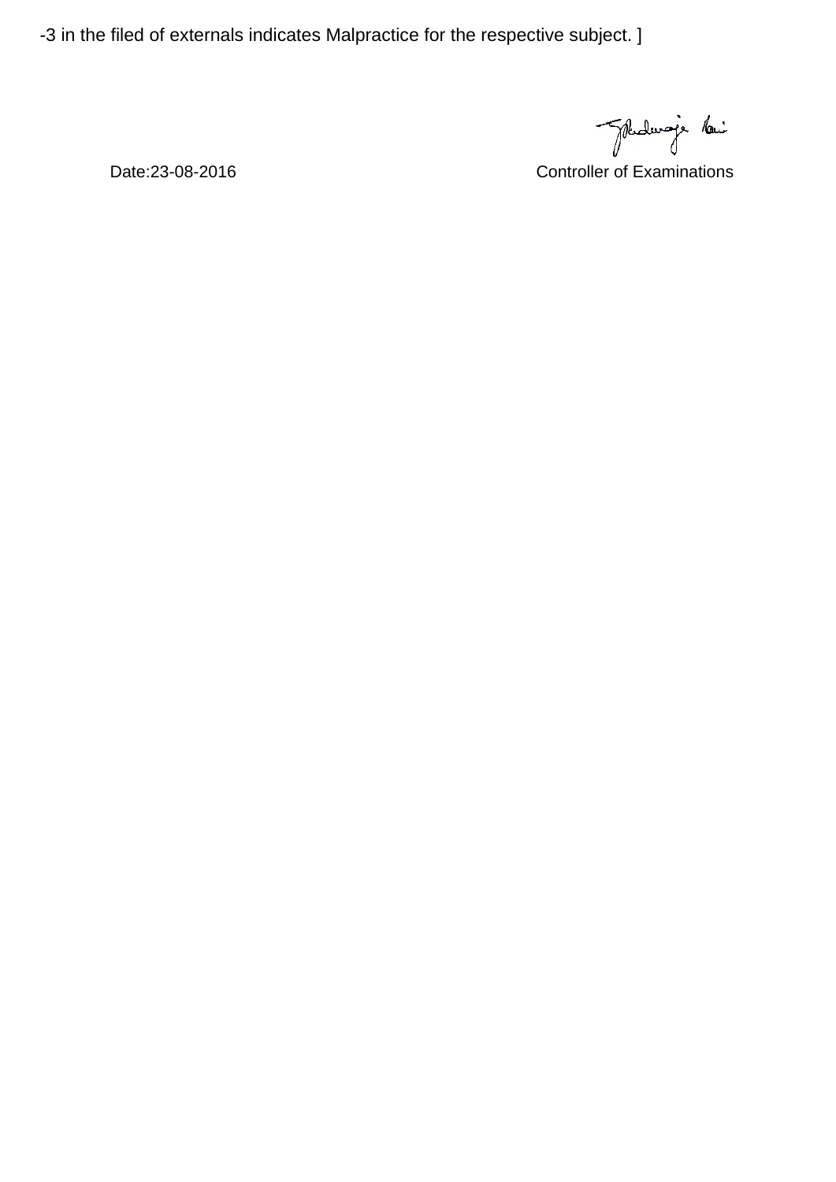-3 in the filed of externals indicates Malpractice for the respective subject. ]

Date:23-08-2016 Controller of Examinations